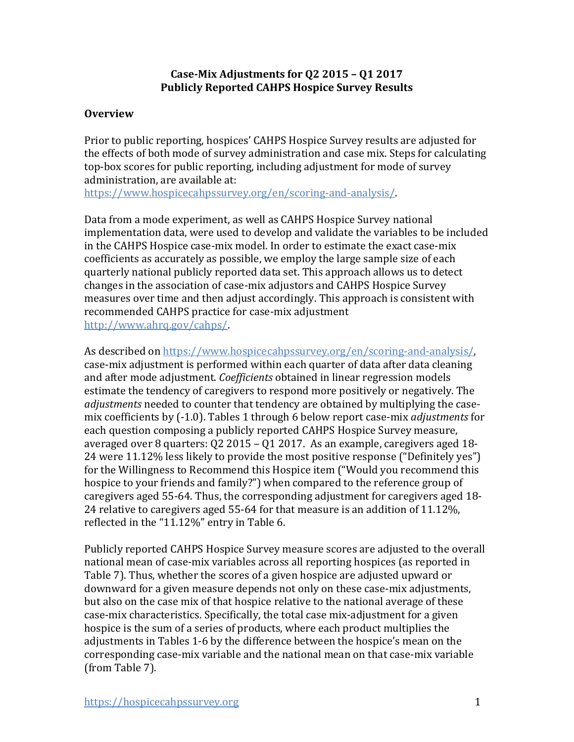**Case-Mix Adjustments for Q2 2015 – Q1 2017**
**Publicly Reported CAHPS Hospice Survey Results**

## Overview

Prior to public reporting, hospices' CAHPS Hospice Survey results are adjusted for the effects of both mode of survey administration and case mix. Steps for calculating top-box scores for public reporting, including adjustment for mode of survey administration, are available at: https://www.hospicecahpssurvey.org/en/scoring-and-analysis/.

Data from a mode experiment, as well as CAHPS Hospice Survey national implementation data, were used to develop and validate the variables to be included in the CAHPS Hospice case-mix model. In order to estimate the exact case-mix coefficients as accurately as possible, we employ the large sample size of each quarterly national publicly reported data set. This approach allows us to detect changes in the association of case-mix adjustors and CAHPS Hospice Survey measures over time and then adjust accordingly. This approach is consistent with recommended CAHPS practice for case-mix adjustment http://www.ahrq.gov/cahps/.

As described on https://www.hospicecahpssurvey.org/en/scoring-and-analysis/, case-mix adjustment is performed within each quarter of data after data cleaning and after mode adjustment. *Coefficients* obtained in linear regression models estimate the tendency of caregivers to respond more positively or negatively. The *adjustments* needed to counter that tendency are obtained by multiplying the case-mix coefficients by (-1.0). Tables 1 through 6 below report case-mix *adjustments* for each question composing a publicly reported CAHPS Hospice Survey measure, averaged over 8 quarters: Q2 2015 – Q1 2017. As an example, caregivers aged 18-24 were 11.12% less likely to provide the most positive response ("Definitely yes") for the Willingness to Recommend this Hospice item ("Would you recommend this hospice to your friends and family?") when compared to the reference group of caregivers aged 55-64. Thus, the corresponding adjustment for caregivers aged 18-24 relative to caregivers aged 55-64 for that measure is an addition of 11.12%, reflected in the "11.12%" entry in Table 6.

Publicly reported CAHPS Hospice Survey measure scores are adjusted to the overall national mean of case-mix variables across all reporting hospices (as reported in Table 7). Thus, whether the scores of a given hospice are adjusted upward or downward for a given measure depends not only on these case-mix adjustments, but also on the case mix of that hospice relative to the national average of these case-mix characteristics. Specifically, the total case mix-adjustment for a given hospice is the sum of a series of products, where each product multiplies the adjustments in Tables 1-6 by the difference between the hospice's mean on the corresponding case-mix variable and the national mean on that case-mix variable (from Table 7).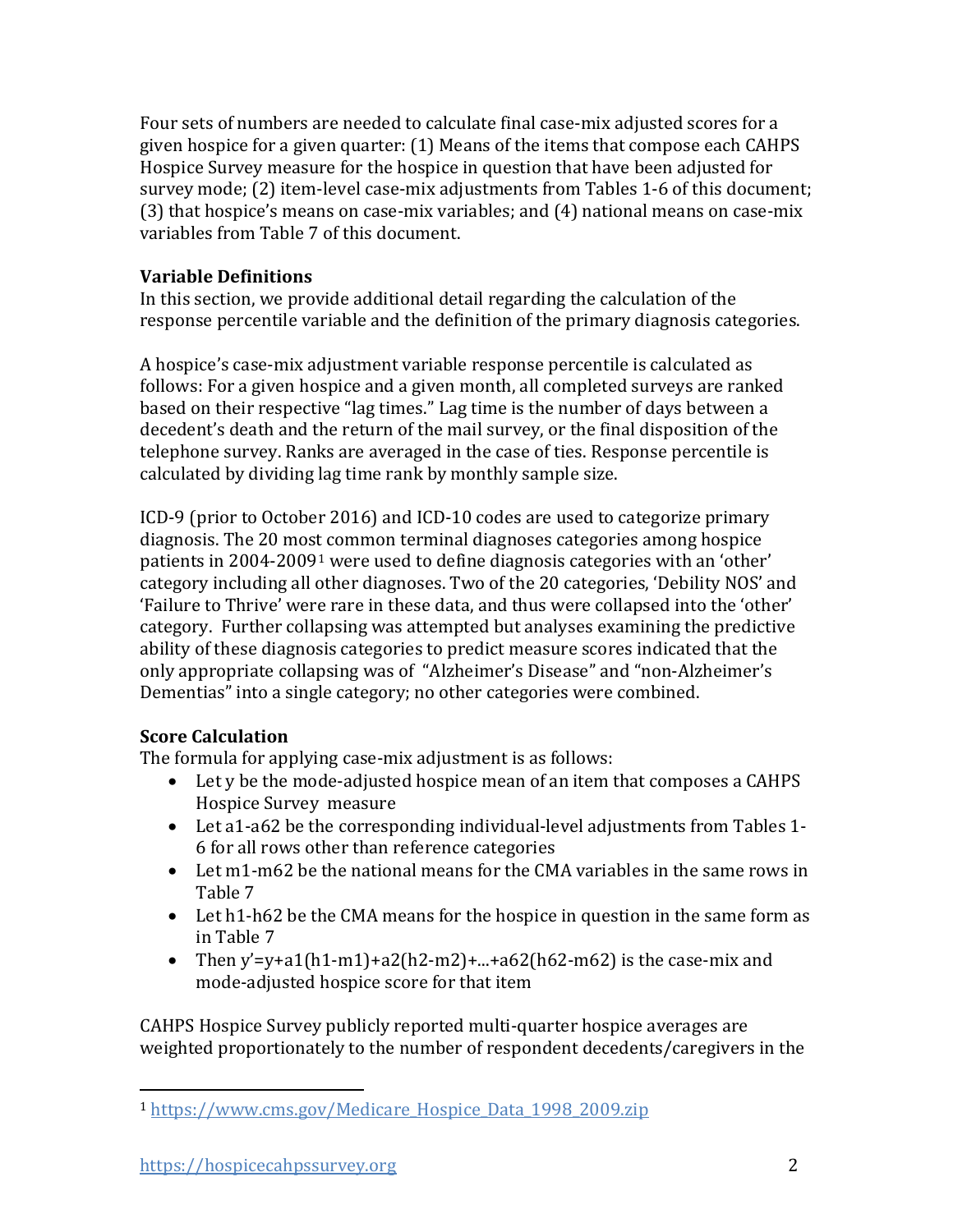Four sets of numbers are needed to calculate final case-mix adjusted scores for a given hospice for a given quarter: (1) Means of the items that compose each CAHPS Hospice Survey measure for the hospice in question that have been adjusted for survey mode; (2) item-level case-mix adjustments from Tables 1-6 of this document; (3) that hospice's means on case-mix variables; and (4) national means on case-mix variables from Table 7 of this document.

**Variable Definitions**

In this section, we provide additional detail regarding the calculation of the response percentile variable and the definition of the primary diagnosis categories.

A hospice's case-mix adjustment variable response percentile is calculated as follows: For a given hospice and a given month, all completed surveys are ranked based on their respective "lag times." Lag time is the number of days between a decedent's death and the return of the mail survey, or the final disposition of the telephone survey. Ranks are averaged in the case of ties. Response percentile is calculated by dividing lag time rank by monthly sample size.

ICD-9 (prior to October 2016) and ICD-10 codes are used to categorize primary diagnosis. The 20 most common terminal diagnoses categories among hospice patients in 2004-2009[1] were used to define diagnosis categories with an 'other' category including all other diagnoses. Two of the 20 categories, 'Debility NOS' and 'Failure to Thrive' were rare in these data, and thus were collapsed into the 'other' category. Further collapsing was attempted but analyses examining the predictive ability of these diagnosis categories to predict measure scores indicated that the only appropriate collapsing was of "Alzheimer's Disease" and "non-Alzheimer's Dementias" into a single category; no other categories were combined.

**Score Calculation**

The formula for applying case-mix adjustment is as follows:

- Let y be the mode-adjusted hospice mean of an item that composes a CAHPS Hospice Survey measure
- Let a1-a62 be the corresponding individual-level adjustments from Tables 1-6 for all rows other than reference categories
- Let m1-m62 be the national means for the CMA variables in the same rows in Table 7
- Let h1-h62 be the CMA means for the hospice in question in the same form as in Table 7
- Then $y' = y + a1(h1-m1) + a2(h2-m2) + ... + a62(h62-m62)$ is the case-mix and mode-adjusted hospice score for that item

CAHPS Hospice Survey publicly reported multi-quarter hospice averages are weighted proportionately to the number of respondent decedents/caregivers in the

[1] https://www.cms.gov/Medicare_Hospice_Data_1998_2009.zip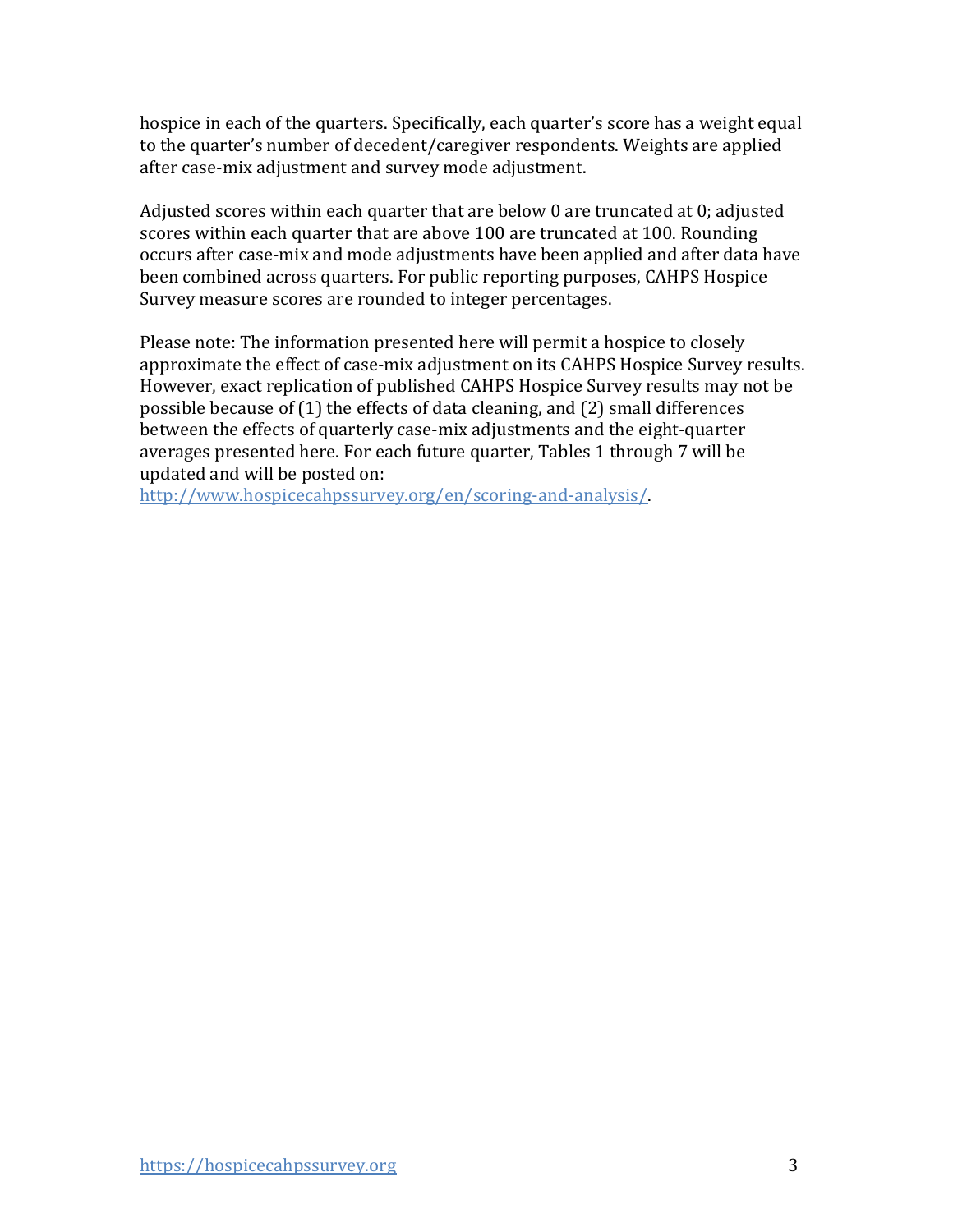hospice in each of the quarters. Specifically, each quarter's score has a weight equal to the quarter's number of decedent/caregiver respondents. Weights are applied after case-mix adjustment and survey mode adjustment.

Adjusted scores within each quarter that are below 0 are truncated at 0; adjusted scores within each quarter that are above 100 are truncated at 100. Rounding occurs after case-mix and mode adjustments have been applied and after data have been combined across quarters. For public reporting purposes, CAHPS Hospice Survey measure scores are rounded to integer percentages.

Please note: The information presented here will permit a hospice to closely approximate the effect of case-mix adjustment on its CAHPS Hospice Survey results. However, exact replication of published CAHPS Hospice Survey results may not be possible because of (1) the effects of data cleaning, and (2) small differences between the effects of quarterly case-mix adjustments and the eight-quarter averages presented here. For each future quarter, Tables 1 through 7 will be updated and will be posted on:
[http://www.hospicecahpssurvey.org/en/scoring-and-analysis/](http://www.hospicecahpssurvey.org/en/scoring-and-analysis/).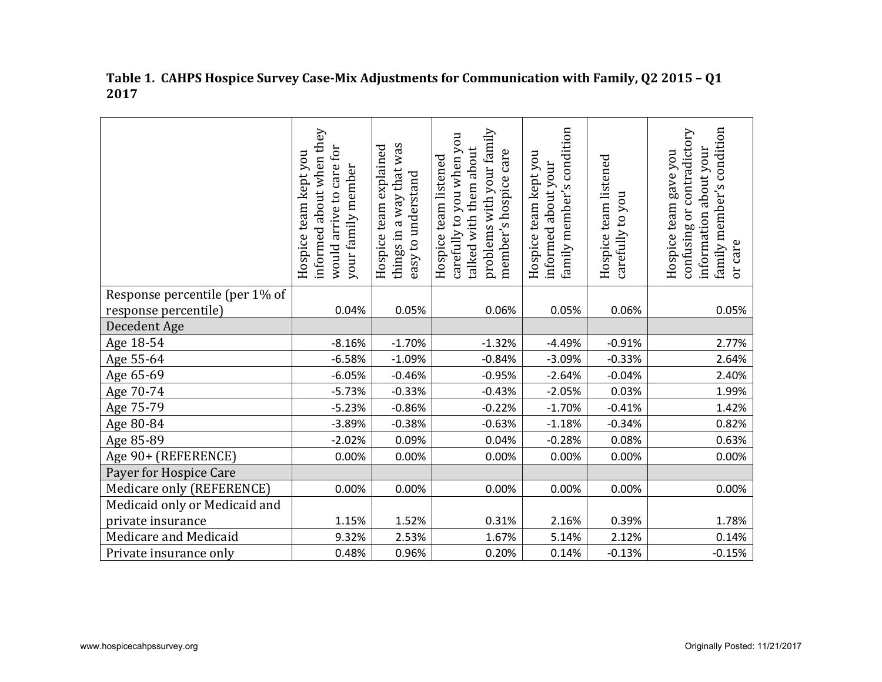**Table 1. CAHPS Hospice Survey Case-Mix Adjustments for Communication with Family, Q2 2015 – Q1 2017**

| | Hospice team kept you informed about when they would arrive to care for your family member | Hospice team explained things in a way that was easy to understand | Hospice team listened carefully to you when you talked with them about problems with your family member's hospice care | Hospice team kept you informed about your family member's condition | Hospice team listened carefully to you | Hospice team gave you confusing or contradictory information about your family member's condition or care |
|---|---|---|---|---|---|---|
| Response percentile (per 1% of response percentile) | 0.04% | 0.05% | 0.06% | 0.05% | 0.06% | 0.05% |
| Decedent Age | | | | | | |
| Age 18-54 | -8.16% | -1.70% | -1.32% | -4.49% | -0.91% | 2.77% |
| Age 55-64 | -6.58% | -1.09% | -0.84% | -3.09% | -0.33% | 2.64% |
| Age 65-69 | -6.05% | -0.46% | -0.95% | -2.64% | -0.04% | 2.40% |
| Age 70-74 | -5.73% | -0.33% | -0.43% | -2.05% | 0.03% | 1.99% |
| Age 75-79 | -5.23% | -0.86% | -0.22% | -1.70% | -0.41% | 1.42% |
| Age 80-84 | -3.89% | -0.38% | -0.63% | -1.18% | -0.34% | 0.82% |
| Age 85-89 | -2.02% | 0.09% | 0.04% | -0.28% | 0.08% | 0.63% |
| Age 90+ (REFERENCE) | 0.00% | 0.00% | 0.00% | 0.00% | 0.00% | 0.00% |
| Payer for Hospice Care | | | | | | |
| Medicare only (REFERENCE) | 0.00% | 0.00% | 0.00% | 0.00% | 0.00% | 0.00% |
| Medicaid only or Medicaid and private insurance | 1.15% | 1.52% | 0.31% | 2.16% | 0.39% | 1.78% |
| Medicare and Medicaid | 9.32% | 2.53% | 1.67% | 5.14% | 2.12% | 0.14% |
| Private insurance only | 0.48% | 0.96% | 0.20% | 0.14% | -0.13% | -0.15% |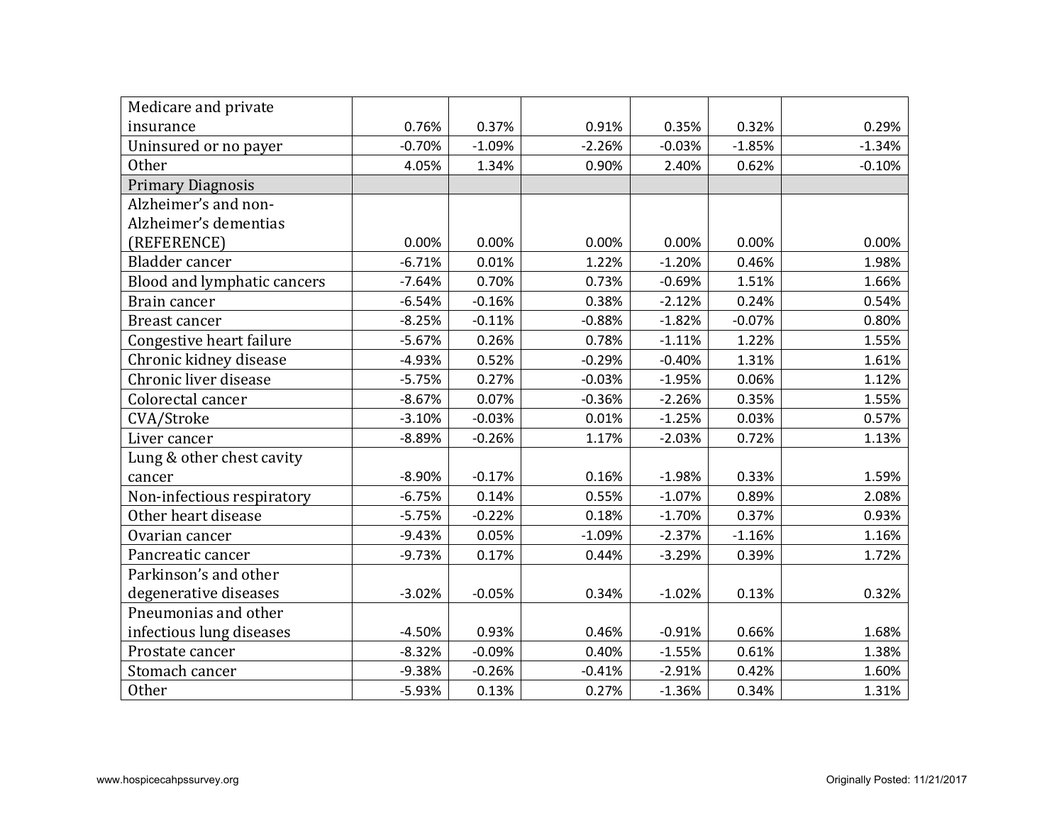| | | | | | | |
|---|---|---|---|---|---|---|
| Medicare and private insurance | 0.76% | 0.37% | 0.91% | 0.35% | 0.32% | 0.29% |
| Uninsured or no payer | -0.70% | -1.09% | -2.26% | -0.03% | -1.85% | -1.34% |
| Other | 4.05% | 1.34% | 0.90% | 2.40% | 0.62% | -0.10% |
| Primary Diagnosis | | | | | | |
| Alzheimer's and non-Alzheimer's dementias (REFERENCE) | 0.00% | 0.00% | 0.00% | 0.00% | 0.00% | 0.00% |
| Bladder cancer | -6.71% | 0.01% | 1.22% | -1.20% | 0.46% | 1.98% |
| Blood and lymphatic cancers | -7.64% | 0.70% | 0.73% | -0.69% | 1.51% | 1.66% |
| Brain cancer | -6.54% | -0.16% | 0.38% | -2.12% | 0.24% | 0.54% |
| Breast cancer | -8.25% | -0.11% | -0.88% | -1.82% | -0.07% | 0.80% |
| Congestive heart failure | -5.67% | 0.26% | 0.78% | -1.11% | 1.22% | 1.55% |
| Chronic kidney disease | -4.93% | 0.52% | -0.29% | -0.40% | 1.31% | 1.61% |
| Chronic liver disease | -5.75% | 0.27% | -0.03% | -1.95% | 0.06% | 1.12% |
| Colorectal cancer | -8.67% | 0.07% | -0.36% | -2.26% | 0.35% | 1.55% |
| CVA/Stroke | -3.10% | -0.03% | 0.01% | -1.25% | 0.03% | 0.57% |
| Liver cancer | -8.89% | -0.26% | 1.17% | -2.03% | 0.72% | 1.13% |
| Lung & other chest cavity cancer | -8.90% | -0.17% | 0.16% | -1.98% | 0.33% | 1.59% |
| Non-infectious respiratory | -6.75% | 0.14% | 0.55% | -1.07% | 0.89% | 2.08% |
| Other heart disease | -5.75% | -0.22% | 0.18% | -1.70% | 0.37% | 0.93% |
| Ovarian cancer | -9.43% | 0.05% | -1.09% | -2.37% | -1.16% | 1.16% |
| Pancreatic cancer | -9.73% | 0.17% | 0.44% | -3.29% | 0.39% | 1.72% |
| Parkinson's and other degenerative diseases | -3.02% | -0.05% | 0.34% | -1.02% | 0.13% | 0.32% |
| Pneumonias and other infectious lung diseases | -4.50% | 0.93% | 0.46% | -0.91% | 0.66% | 1.68% |
| Prostate cancer | -8.32% | -0.09% | 0.40% | -1.55% | 0.61% | 1.38% |
| Stomach cancer | -9.38% | -0.26% | -0.41% | -2.91% | 0.42% | 1.60% |
| Other | -5.93% | 0.13% | 0.27% | -1.36% | 0.34% | 1.31% |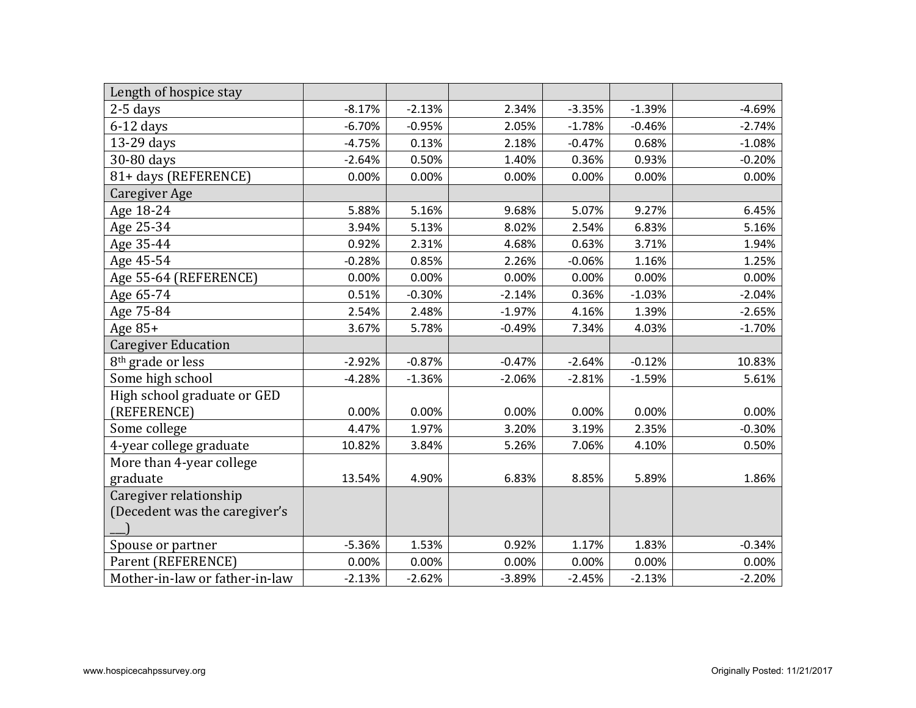| | | | | | | |
|---|---|---|---|---|---|---|
| Length of hospice stay | | | | | | |
| 2-5 days | -8.17% | -2.13% | 2.34% | -3.35% | -1.39% | -4.69% |
| 6-12 days | -6.70% | -0.95% | 2.05% | -1.78% | -0.46% | -2.74% |
| 13-29 days | -4.75% | 0.13% | 2.18% | -0.47% | 0.68% | -1.08% |
| 30-80 days | -2.64% | 0.50% | 1.40% | 0.36% | 0.93% | -0.20% |
| 81+ days (REFERENCE) | 0.00% | 0.00% | 0.00% | 0.00% | 0.00% | 0.00% |
| Caregiver Age | | | | | | |
| Age 18-24 | 5.88% | 5.16% | 9.68% | 5.07% | 9.27% | 6.45% |
| Age 25-34 | 3.94% | 5.13% | 8.02% | 2.54% | 6.83% | 5.16% |
| Age 35-44 | 0.92% | 2.31% | 4.68% | 0.63% | 3.71% | 1.94% |
| Age 45-54 | -0.28% | 0.85% | 2.26% | -0.06% | 1.16% | 1.25% |
| Age 55-64 (REFERENCE) | 0.00% | 0.00% | 0.00% | 0.00% | 0.00% | 0.00% |
| Age 65-74 | 0.51% | -0.30% | -2.14% | 0.36% | -1.03% | -2.04% |
| Age 75-84 | 2.54% | 2.48% | -1.97% | 4.16% | 1.39% | -2.65% |
| Age 85+ | 3.67% | 5.78% | -0.49% | 7.34% | 4.03% | -1.70% |
| Caregiver Education | | | | | | |
| 8th grade or less | -2.92% | -0.87% | -0.47% | -2.64% | -0.12% | 10.83% |
| Some high school | -4.28% | -1.36% | -2.06% | -2.81% | -1.59% | 5.61% |
| High school graduate or GED (REFERENCE) | 0.00% | 0.00% | 0.00% | 0.00% | 0.00% | 0.00% |
| Some college | 4.47% | 1.97% | 3.20% | 3.19% | 2.35% | -0.30% |
| 4-year college graduate | 10.82% | 3.84% | 5.26% | 7.06% | 4.10% | 0.50% |
| More than 4-year college graduate | 13.54% | 4.90% | 6.83% | 8.85% | 5.89% | 1.86% |
| Caregiver relationship (Decedent was the caregiver's ___) | | | | | | |
| Spouse or partner | -5.36% | 1.53% | 0.92% | 1.17% | 1.83% | -0.34% |
| Parent (REFERENCE) | 0.00% | 0.00% | 0.00% | 0.00% | 0.00% | 0.00% |
| Mother-in-law or father-in-law | -2.13% | -2.62% | -3.89% | -2.45% | -2.13% | -2.20% |

www.hospicecahpssurvey.org Originally Posted: 11/21/2017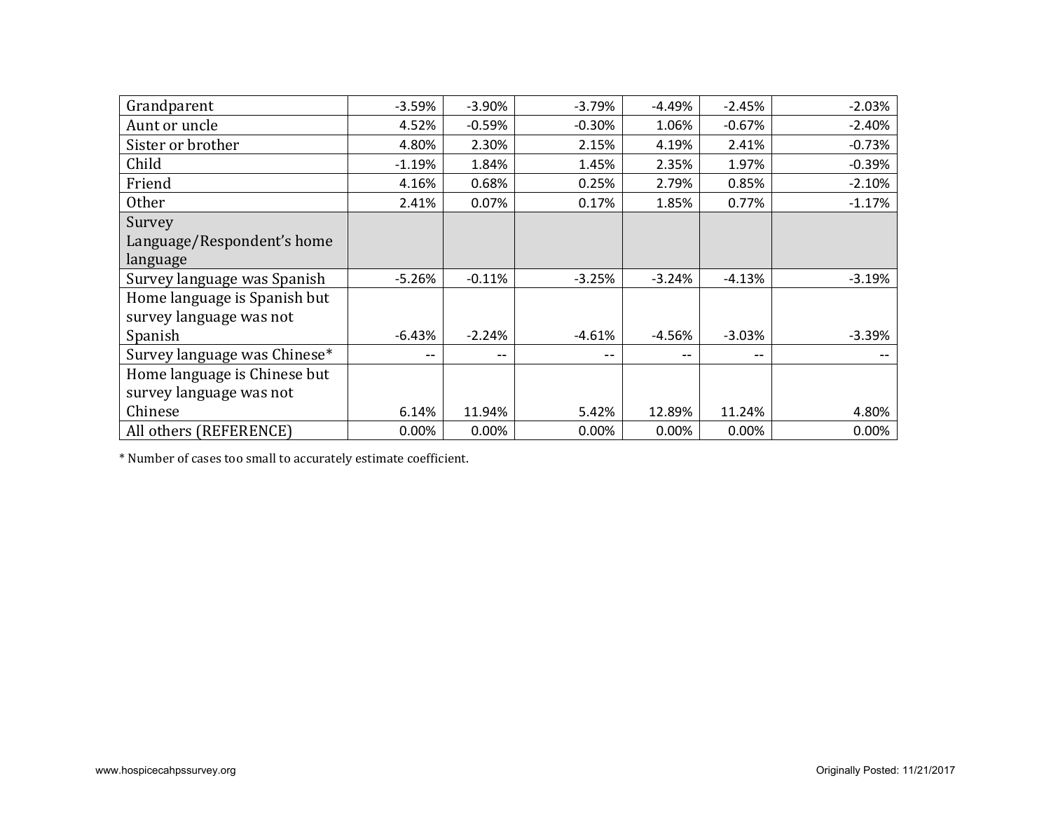| | | | | | | |
|---|---|---|---|---|---|---|
| Grandparent | -3.59% | -3.90% | -3.79% | -4.49% | -2.45% | -2.03% |
| Aunt or uncle | 4.52% | -0.59% | -0.30% | 1.06% | -0.67% | -2.40% |
| Sister or brother | 4.80% | 2.30% | 2.15% | 4.19% | 2.41% | -0.73% |
| Child | -1.19% | 1.84% | 1.45% | 2.35% | 1.97% | -0.39% |
| Friend | 4.16% | 0.68% | 0.25% | 2.79% | 0.85% | -2.10% |
| Other | 2.41% | 0.07% | 0.17% | 1.85% | 0.77% | -1.17% |
| Survey Language/Respondent's home language | | | | | | |
| Survey language was Spanish | -5.26% | -0.11% | -3.25% | -3.24% | -4.13% | -3.19% |
| Home language is Spanish but survey language was not Spanish | -6.43% | -2.24% | -4.61% | -4.56% | -3.03% | -3.39% |
| Survey language was Chinese* | -- | -- | -- | -- | -- | -- |
| Home language is Chinese but survey language was not Chinese | 6.14% | 11.94% | 5.42% | 12.89% | 11.24% | 4.80% |
| All others (REFERENCE) | 0.00% | 0.00% | 0.00% | 0.00% | 0.00% | 0.00% |

* Number of cases too small to accurately estimate coefficient.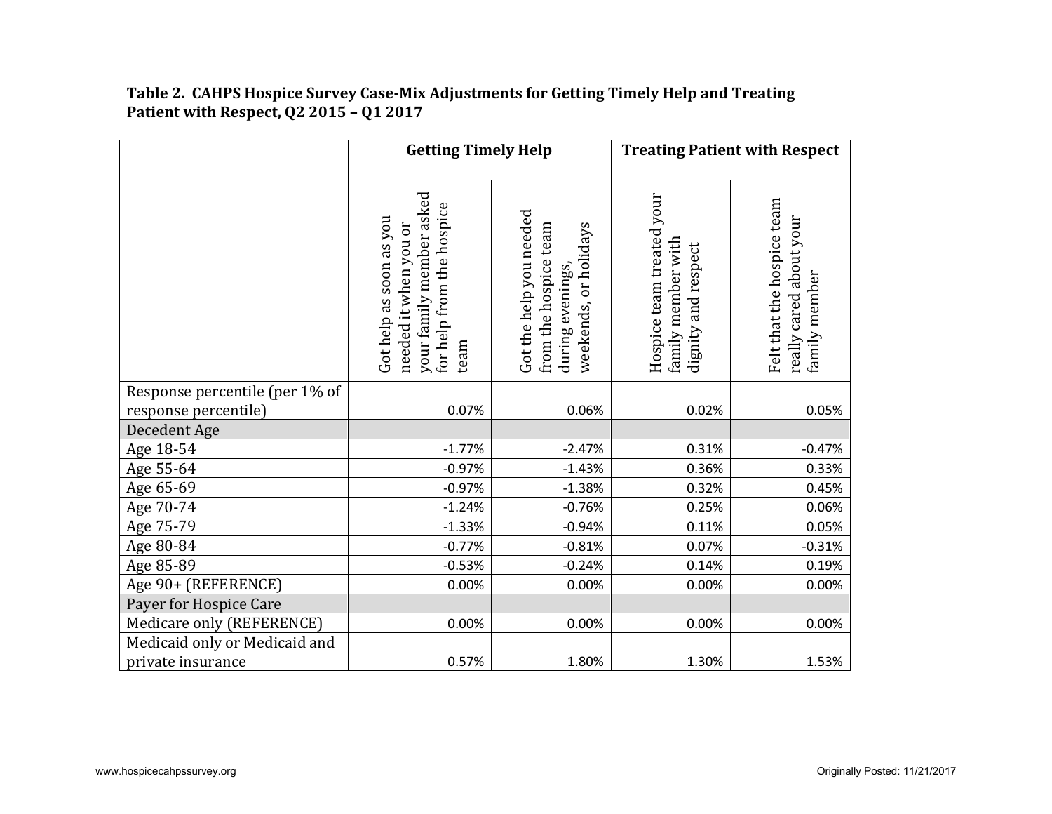**Table 2. CAHPS Hospice Survey Case-Mix Adjustments for Getting Timely Help and Treating Patient with Respect, Q2 2015 – Q1 2017**

| | Getting Timely Help | | Treating Patient with Respect | |
|---|---|---|---|---|
| | Got help as soon as you needed it when you or your family member asked for help from the hospice team | Got the help you needed from the hospice team during evenings, weekends, or holidays | Hospice team treated your family member with dignity and respect | Felt that the hospice team really cared about your family member |
| Response percentile (per 1% of response percentile) | 0.07% | 0.06% | 0.02% | 0.05% |
| Decedent Age | | | | |
| Age 18-54 | -1.77% | -2.47% | 0.31% | -0.47% |
| Age 55-64 | -0.97% | -1.43% | 0.36% | 0.33% |
| Age 65-69 | -0.97% | -1.38% | 0.32% | 0.45% |
| Age 70-74 | -1.24% | -0.76% | 0.25% | 0.06% |
| Age 75-79 | -1.33% | -0.94% | 0.11% | 0.05% |
| Age 80-84 | -0.77% | -0.81% | 0.07% | -0.31% |
| Age 85-89 | -0.53% | -0.24% | 0.14% | 0.19% |
| Age 90+ (REFERENCE) | 0.00% | 0.00% | 0.00% | 0.00% |
| Payer for Hospice Care | | | | |
| Medicare only (REFERENCE) | 0.00% | 0.00% | 0.00% | 0.00% |
| Medicaid only or Medicaid and private insurance | 0.57% | 1.80% | 1.30% | 1.53% |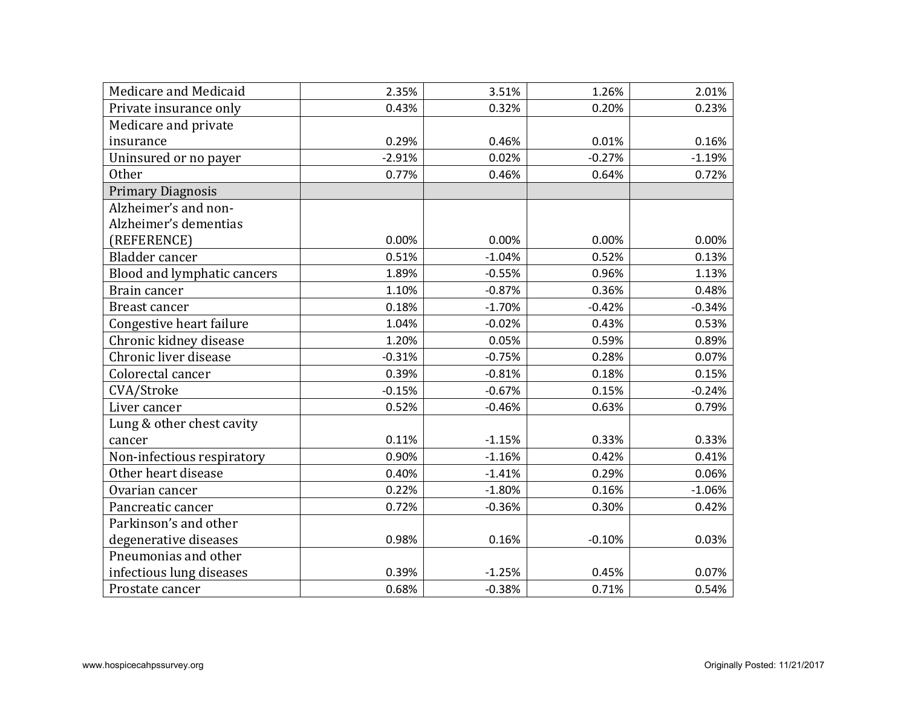| | | | | |
|---|---|---|---|---|
| Medicare and Medicaid | 2.35% | 3.51% | 1.26% | 2.01% |
| Private insurance only | 0.43% | 0.32% | 0.20% | 0.23% |
| Medicare and private insurance | 0.29% | 0.46% | 0.01% | 0.16% |
| Uninsured or no payer | -2.91% | 0.02% | -0.27% | -1.19% |
| Other | 0.77% | 0.46% | 0.64% | 0.72% |
| Primary Diagnosis | | | | |
| Alzheimer's and non-Alzheimer's dementias (REFERENCE) | 0.00% | 0.00% | 0.00% | 0.00% |
| Bladder cancer | 0.51% | -1.04% | 0.52% | 0.13% |
| Blood and lymphatic cancers | 1.89% | -0.55% | 0.96% | 1.13% |
| Brain cancer | 1.10% | -0.87% | 0.36% | 0.48% |
| Breast cancer | 0.18% | -1.70% | -0.42% | -0.34% |
| Congestive heart failure | 1.04% | -0.02% | 0.43% | 0.53% |
| Chronic kidney disease | 1.20% | 0.05% | 0.59% | 0.89% |
| Chronic liver disease | -0.31% | -0.75% | 0.28% | 0.07% |
| Colorectal cancer | 0.39% | -0.81% | 0.18% | 0.15% |
| CVA/Stroke | -0.15% | -0.67% | 0.15% | -0.24% |
| Liver cancer | 0.52% | -0.46% | 0.63% | 0.79% |
| Lung & other chest cavity cancer | 0.11% | -1.15% | 0.33% | 0.33% |
| Non-infectious respiratory | 0.90% | -1.16% | 0.42% | 0.41% |
| Other heart disease | 0.40% | -1.41% | 0.29% | 0.06% |
| Ovarian cancer | 0.22% | -1.80% | 0.16% | -1.06% |
| Pancreatic cancer | 0.72% | -0.36% | 0.30% | 0.42% |
| Parkinson's and other degenerative diseases | 0.98% | 0.16% | -0.10% | 0.03% |
| Pneumonias and other infectious lung diseases | 0.39% | -1.25% | 0.45% | 0.07% |
| Prostate cancer | 0.68% | -0.38% | 0.71% | 0.54% |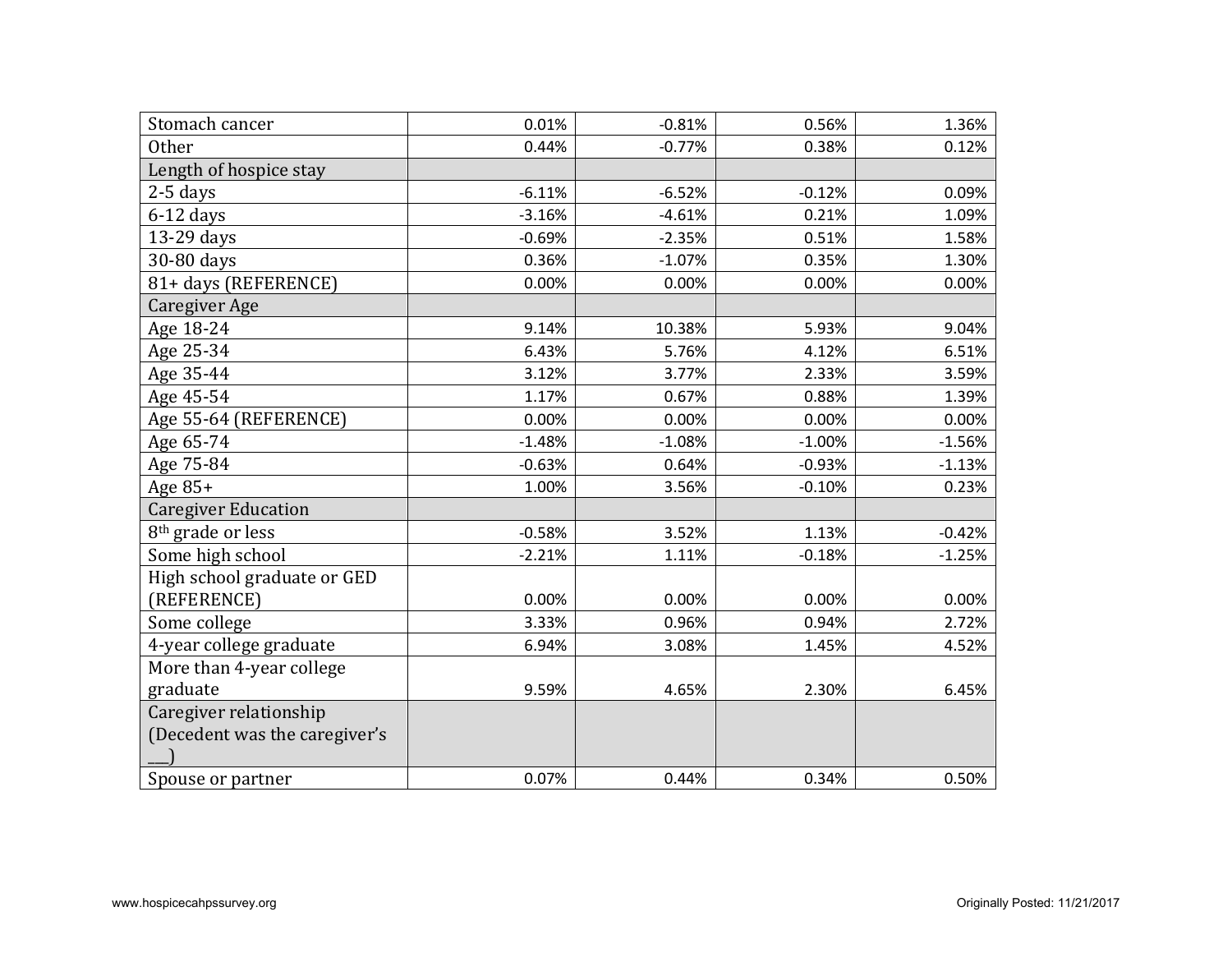| | | | | |
|---|---|---|---|---|
| Stomach cancer | 0.01% | -0.81% | 0.56% | 1.36% |
| Other | 0.44% | -0.77% | 0.38% | 0.12% |
| Length of hospice stay | | | | |
| 2-5 days | -6.11% | -6.52% | -0.12% | 0.09% |
| 6-12 days | -3.16% | -4.61% | 0.21% | 1.09% |
| 13-29 days | -0.69% | -2.35% | 0.51% | 1.58% |
| 30-80 days | 0.36% | -1.07% | 0.35% | 1.30% |
| 81+ days (REFERENCE) | 0.00% | 0.00% | 0.00% | 0.00% |
| Caregiver Age | | | | |
| Age 18-24 | 9.14% | 10.38% | 5.93% | 9.04% |
| Age 25-34 | 6.43% | 5.76% | 4.12% | 6.51% |
| Age 35-44 | 3.12% | 3.77% | 2.33% | 3.59% |
| Age 45-54 | 1.17% | 0.67% | 0.88% | 1.39% |
| Age 55-64 (REFERENCE) | 0.00% | 0.00% | 0.00% | 0.00% |
| Age 65-74 | -1.48% | -1.08% | -1.00% | -1.56% |
| Age 75-84 | -0.63% | 0.64% | -0.93% | -1.13% |
| Age 85+ | 1.00% | 3.56% | -0.10% | 0.23% |
| Caregiver Education | | | | |
| 8th grade or less | -0.58% | 3.52% | 1.13% | -0.42% |
| Some high school | -2.21% | 1.11% | -0.18% | -1.25% |
| High school graduate or GED (REFERENCE) | 0.00% | 0.00% | 0.00% | 0.00% |
| Some college | 3.33% | 0.96% | 0.94% | 2.72% |
| 4-year college graduate | 6.94% | 3.08% | 1.45% | 4.52% |
| More than 4-year college graduate | 9.59% | 4.65% | 2.30% | 6.45% |
| Caregiver relationship (Decedent was the caregiver's ___) | | | | |
| Spouse or partner | 0.07% | 0.44% | 0.34% | 0.50% |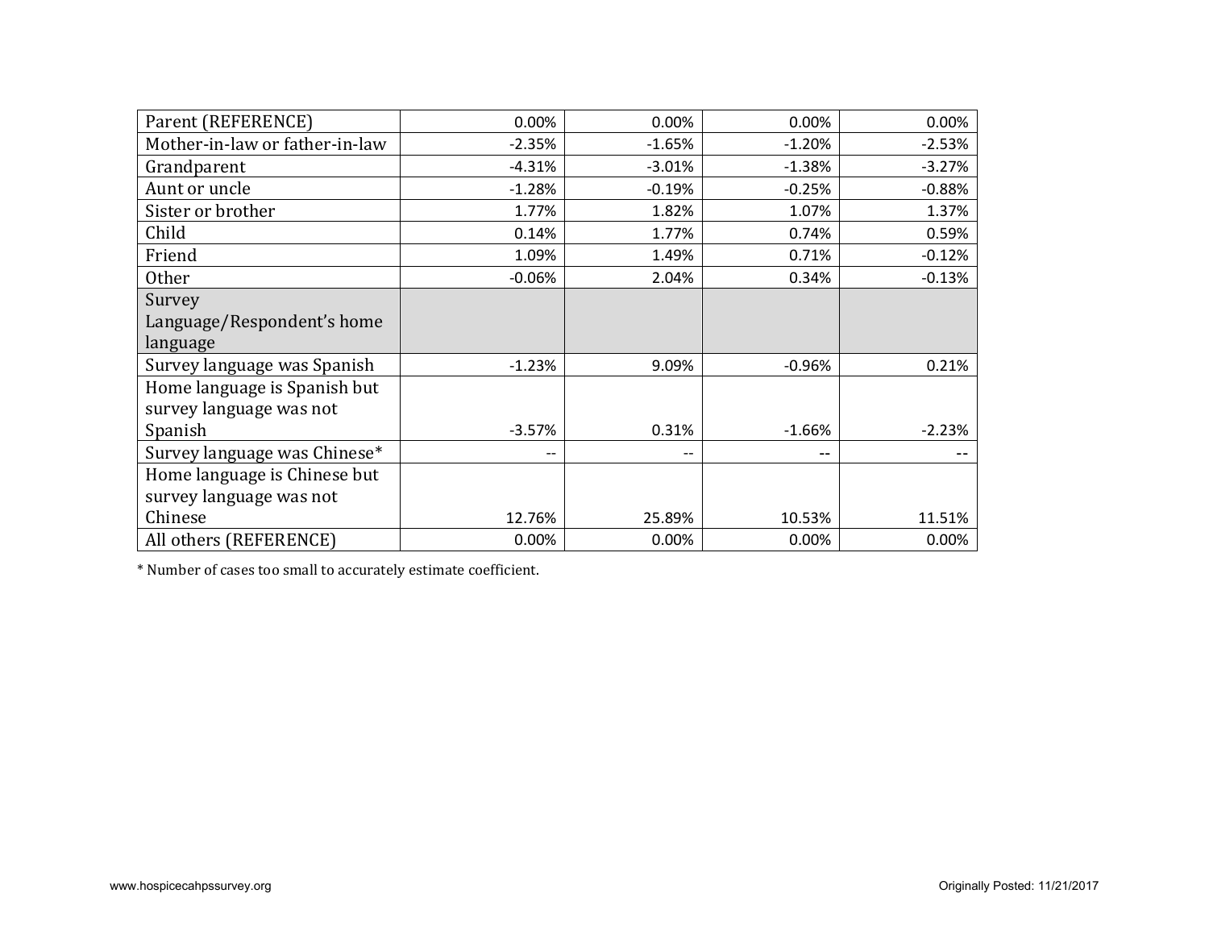| | | | | |
|---|---|---|---|---|
| Parent (REFERENCE) | 0.00% | 0.00% | 0.00% | 0.00% |
| Mother-in-law or father-in-law | -2.35% | -1.65% | -1.20% | -2.53% |
| Grandparent | -4.31% | -3.01% | -1.38% | -3.27% |
| Aunt or uncle | -1.28% | -0.19% | -0.25% | -0.88% |
| Sister or brother | 1.77% | 1.82% | 1.07% | 1.37% |
| Child | 0.14% | 1.77% | 0.74% | 0.59% |
| Friend | 1.09% | 1.49% | 0.71% | -0.12% |
| Other | -0.06% | 2.04% | 0.34% | -0.13% |
| Survey Language/Respondent's home language | | | | |
| Survey language was Spanish | -1.23% | 9.09% | -0.96% | 0.21% |
| Home language is Spanish but survey language was not Spanish | -3.57% | 0.31% | -1.66% | -2.23% |
| Survey language was Chinese* | -- | -- | -- | -- |
| Home language is Chinese but survey language was not Chinese | 12.76% | 25.89% | 10.53% | 11.51% |
| All others (REFERENCE) | 0.00% | 0.00% | 0.00% | 0.00% |

* Number of cases too small to accurately estimate coefficient.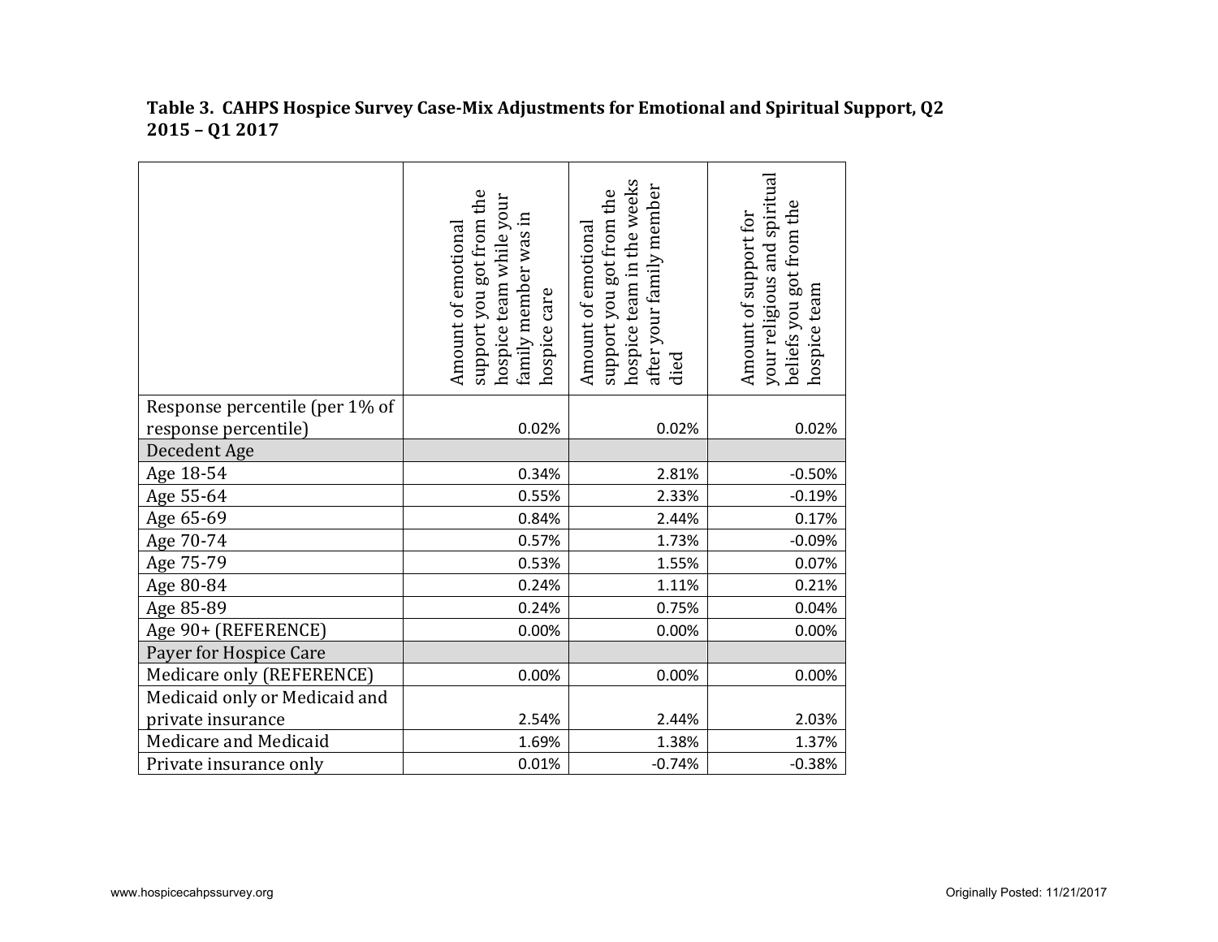**Table 3. CAHPS Hospice Survey Case-Mix Adjustments for Emotional and Spiritual Support, Q2 2015 – Q1 2017**

| | Amount of emotional support you got from the hospice team while your family member was in hospice care | Amount of emotional support you got from the hospice team in the weeks after your family member died | Amount of support for your religious and spiritual beliefs you got from the hospice team |
|---|---|---|---|
| Response percentile (per 1% of response percentile) | 0.02% | 0.02% | 0.02% |
| Decedent Age | | | |
| Age 18-54 | 0.34% | 2.81% | -0.50% |
| Age 55-64 | 0.55% | 2.33% | -0.19% |
| Age 65-69 | 0.84% | 2.44% | 0.17% |
| Age 70-74 | 0.57% | 1.73% | -0.09% |
| Age 75-79 | 0.53% | 1.55% | 0.07% |
| Age 80-84 | 0.24% | 1.11% | 0.21% |
| Age 85-89 | 0.24% | 0.75% | 0.04% |
| Age 90+ (REFERENCE) | 0.00% | 0.00% | 0.00% |
| Payer for Hospice Care | | | |
| Medicare only (REFERENCE) | 0.00% | 0.00% | 0.00% |
| Medicaid only or Medicaid and private insurance | 2.54% | 2.44% | 2.03% |
| Medicare and Medicaid | 1.69% | 1.38% | 1.37% |
| Private insurance only | 0.01% | -0.74% | -0.38% |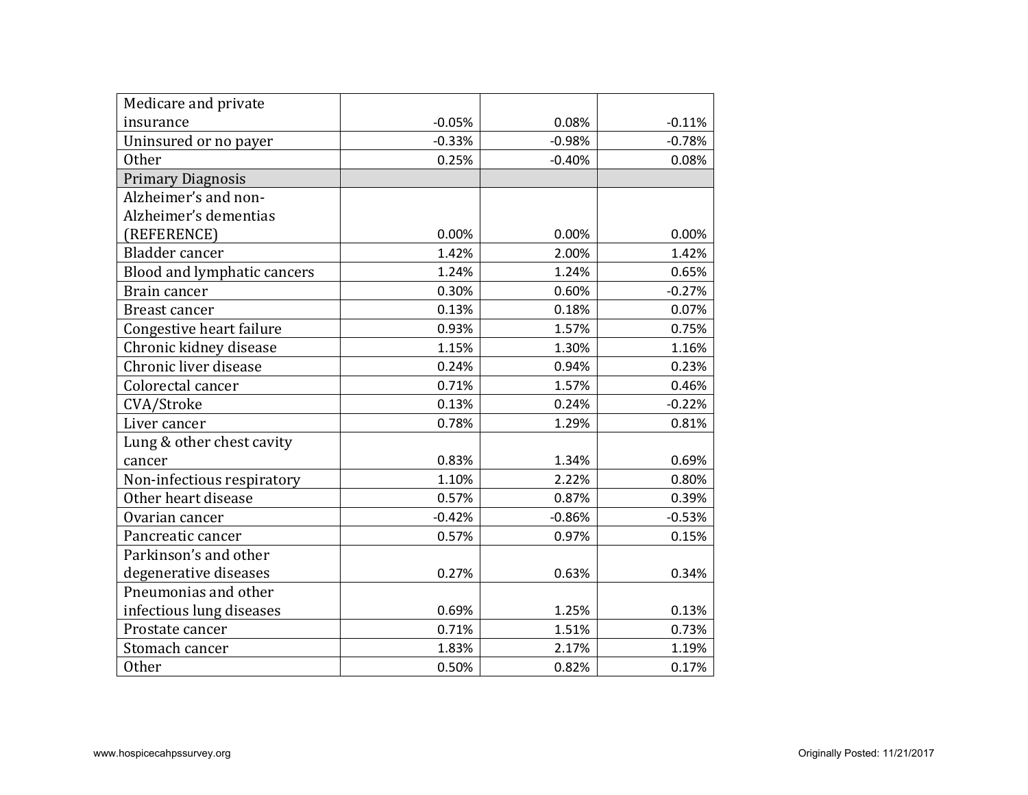| | | | |
|---|---|---|---|
| Medicare and private insurance | -0.05% | 0.08% | -0.11% |
| Uninsured or no payer | -0.33% | -0.98% | -0.78% |
| Other | 0.25% | -0.40% | 0.08% |
| Primary Diagnosis | | | |
| Alzheimer’s and non-Alzheimer’s dementias (REFERENCE) | 0.00% | 0.00% | 0.00% |
| Bladder cancer | 1.42% | 2.00% | 1.42% |
| Blood and lymphatic cancers | 1.24% | 1.24% | 0.65% |
| Brain cancer | 0.30% | 0.60% | -0.27% |
| Breast cancer | 0.13% | 0.18% | 0.07% |
| Congestive heart failure | 0.93% | 1.57% | 0.75% |
| Chronic kidney disease | 1.15% | 1.30% | 1.16% |
| Chronic liver disease | 0.24% | 0.94% | 0.23% |
| Colorectal cancer | 0.71% | 1.57% | 0.46% |
| CVA/Stroke | 0.13% | 0.24% | -0.22% |
| Liver cancer | 0.78% | 1.29% | 0.81% |
| Lung & other chest cavity cancer | 0.83% | 1.34% | 0.69% |
| Non-infectious respiratory | 1.10% | 2.22% | 0.80% |
| Other heart disease | 0.57% | 0.87% | 0.39% |
| Ovarian cancer | -0.42% | -0.86% | -0.53% |
| Pancreatic cancer | 0.57% | 0.97% | 0.15% |
| Parkinson’s and other degenerative diseases | 0.27% | 0.63% | 0.34% |
| Pneumonias and other infectious lung diseases | 0.69% | 1.25% | 0.13% |
| Prostate cancer | 0.71% | 1.51% | 0.73% |
| Stomach cancer | 1.83% | 2.17% | 1.19% |
| Other | 0.50% | 0.82% | 0.17% |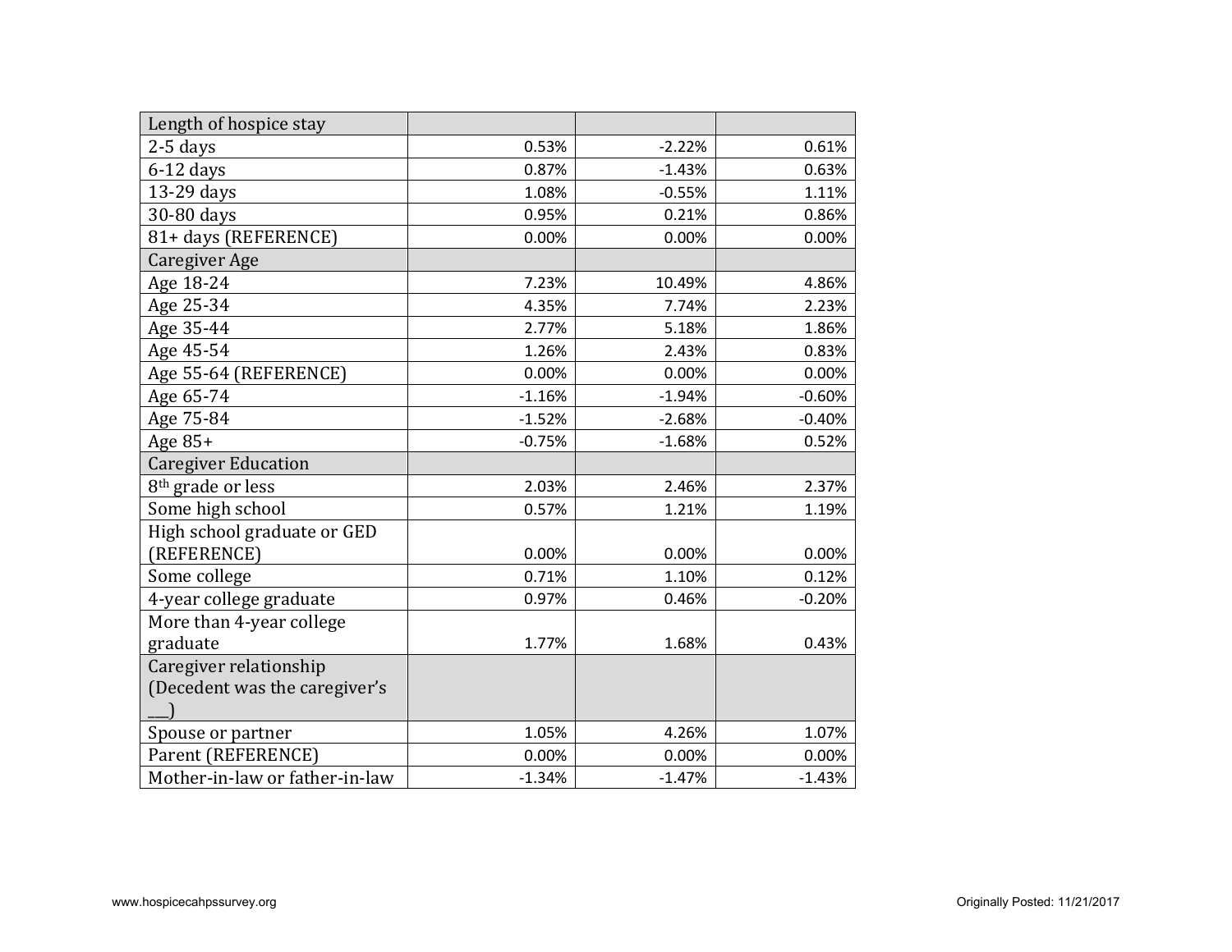| | | | |
|---|---|---|---|
| Length of hospice stay | | | |
| 2-5 days | 0.53% | -2.22% | 0.61% |
| 6-12 days | 0.87% | -1.43% | 0.63% |
| 13-29 days | 1.08% | -0.55% | 1.11% |
| 30-80 days | 0.95% | 0.21% | 0.86% |
| 81+ days (REFERENCE) | 0.00% | 0.00% | 0.00% |
| Caregiver Age | | | |
| Age 18-24 | 7.23% | 10.49% | 4.86% |
| Age 25-34 | 4.35% | 7.74% | 2.23% |
| Age 35-44 | 2.77% | 5.18% | 1.86% |
| Age 45-54 | 1.26% | 2.43% | 0.83% |
| Age 55-64 (REFERENCE) | 0.00% | 0.00% | 0.00% |
| Age 65-74 | -1.16% | -1.94% | -0.60% |
| Age 75-84 | -1.52% | -2.68% | -0.40% |
| Age 85+ | -0.75% | -1.68% | 0.52% |
| Caregiver Education | | | |
| 8th grade or less | 2.03% | 2.46% | 2.37% |
| Some high school | 0.57% | 1.21% | 1.19% |
| High school graduate or GED (REFERENCE) | 0.00% | 0.00% | 0.00% |
| Some college | 0.71% | 1.10% | 0.12% |
| 4-year college graduate | 0.97% | 0.46% | -0.20% |
| More than 4-year college graduate | 1.77% | 1.68% | 0.43% |
| Caregiver relationship (Decedent was the caregiver's ___) | | | |
| Spouse or partner | 1.05% | 4.26% | 1.07% |
| Parent (REFERENCE) | 0.00% | 0.00% | 0.00% |
| Mother-in-law or father-in-law | -1.34% | -1.47% | -1.43% |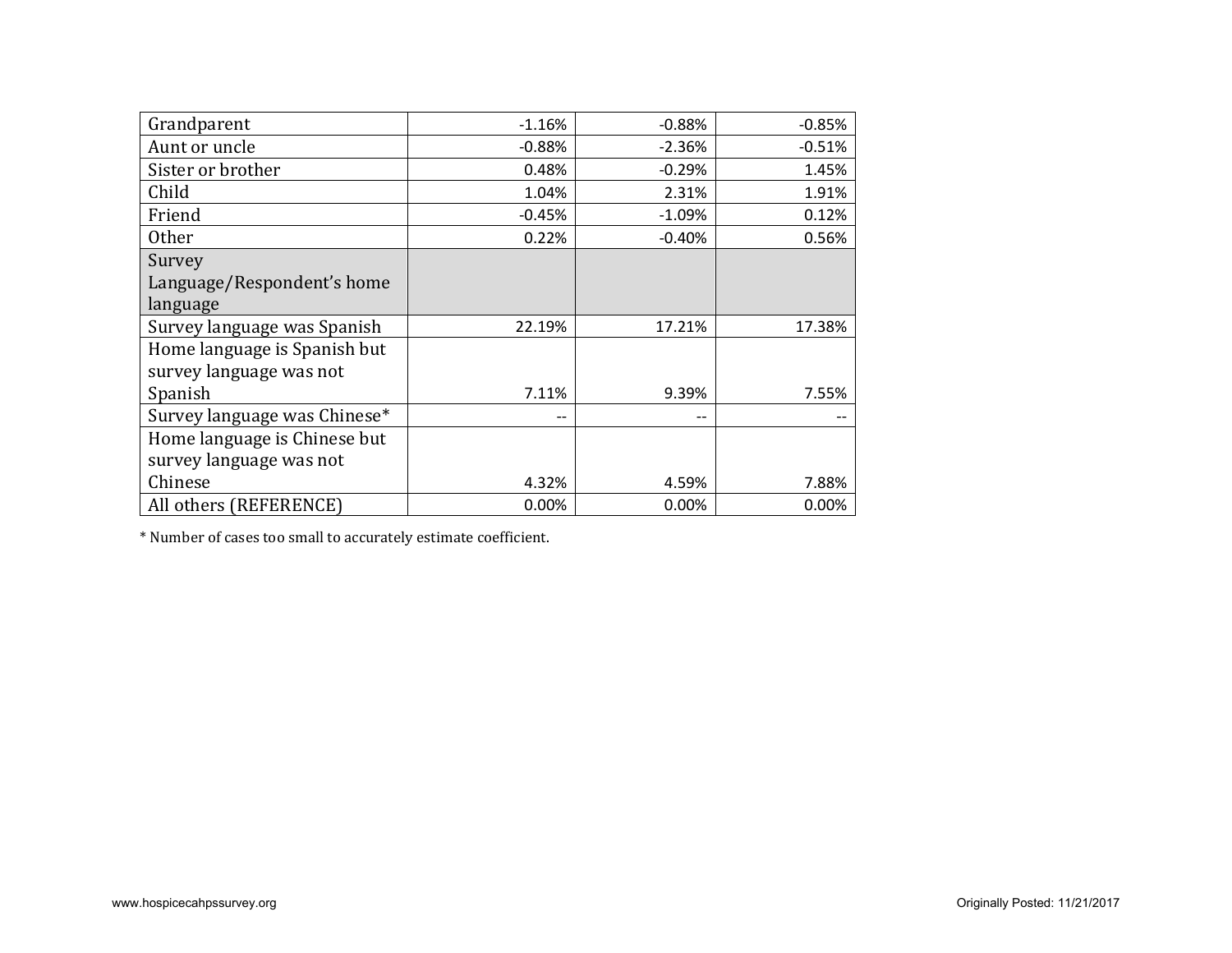| | | | |
|---|---|---|---|
| Grandparent | -1.16% | -0.88% | -0.85% |
| Aunt or uncle | -0.88% | -2.36% | -0.51% |
| Sister or brother | 0.48% | -0.29% | 1.45% |
| Child | 1.04% | 2.31% | 1.91% |
| Friend | -0.45% | -1.09% | 0.12% |
| Other | 0.22% | -0.40% | 0.56% |
| Survey Language/Respondent's home language | | | |
| Survey language was Spanish | 22.19% | 17.21% | 17.38% |
| Home language is Spanish but survey language was not Spanish | 7.11% | 9.39% | 7.55% |
| Survey language was Chinese* | -- | -- | -- |
| Home language is Chinese but survey language was not Chinese | 4.32% | 4.59% | 7.88% |
| All others (REFERENCE) | 0.00% | 0.00% | 0.00% |

* Number of cases too small to accurately estimate coefficient.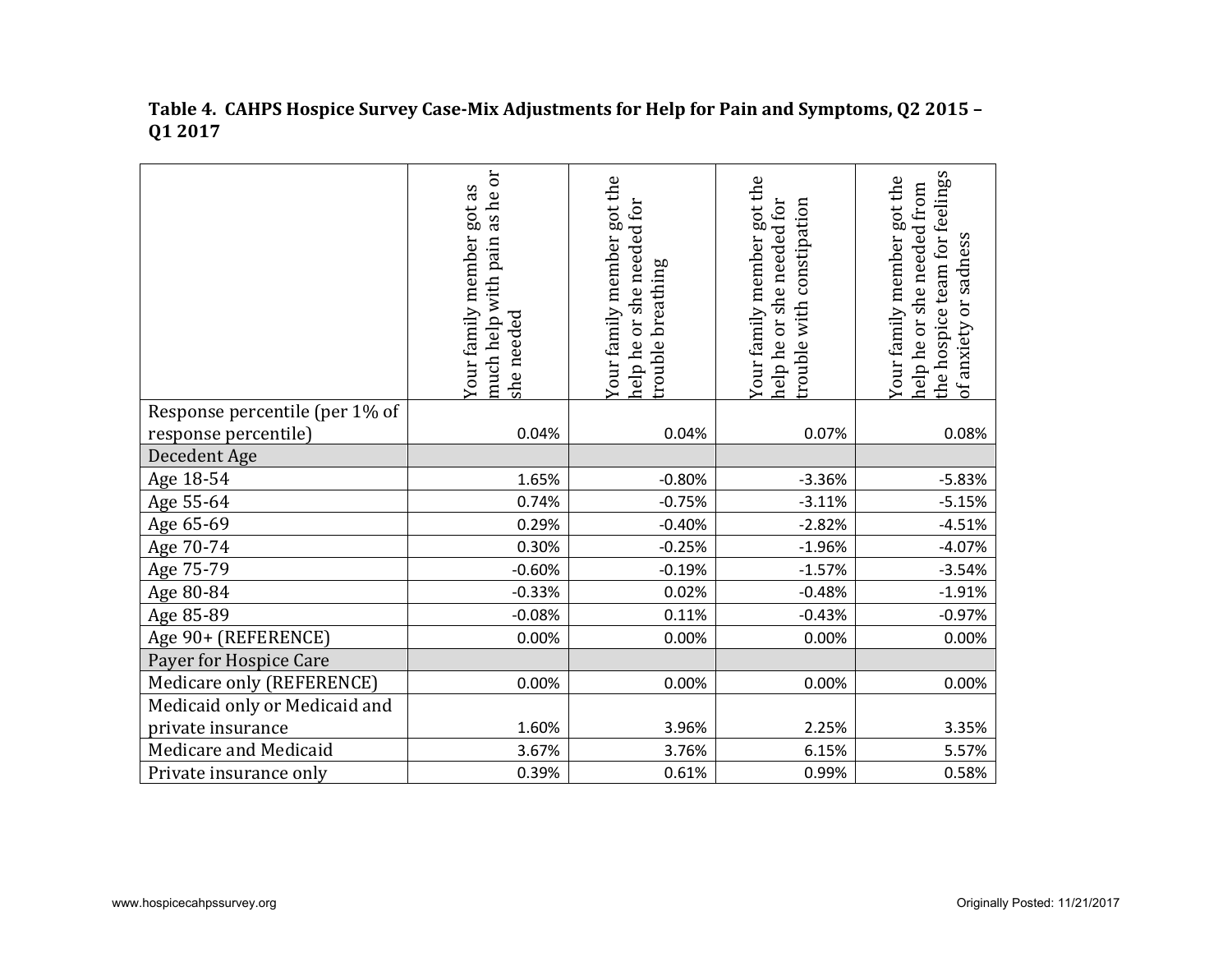**Table 4. CAHPS Hospice Survey Case-Mix Adjustments for Help for Pain and Symptoms, Q2 2015 – Q1 2017**

| | Your family member got as much help with pain as he or she needed | Your family member got the help he or she needed for trouble breathing | Your family member got the help he or she needed for trouble with constipation | Your family member got the help he or she needed from the hospice team for feelings of anxiety or sadness |
|---|---|---|---|---|
| Response percentile (per 1% of response percentile) | 0.04% | 0.04% | 0.07% | 0.08% |
| Decedent Age | | | | |
| Age 18-54 | 1.65% | -0.80% | -3.36% | -5.83% |
| Age 55-64 | 0.74% | -0.75% | -3.11% | -5.15% |
| Age 65-69 | 0.29% | -0.40% | -2.82% | -4.51% |
| Age 70-74 | 0.30% | -0.25% | -1.96% | -4.07% |
| Age 75-79 | -0.60% | -0.19% | -1.57% | -3.54% |
| Age 80-84 | -0.33% | 0.02% | -0.48% | -1.91% |
| Age 85-89 | -0.08% | 0.11% | -0.43% | -0.97% |
| Age 90+ (REFERENCE) | 0.00% | 0.00% | 0.00% | 0.00% |
| Payer for Hospice Care | | | | |
| Medicare only (REFERENCE) | 0.00% | 0.00% | 0.00% | 0.00% |
| Medicaid only or Medicaid and private insurance | 1.60% | 3.96% | 2.25% | 3.35% |
| Medicare and Medicaid | 3.67% | 3.76% | 6.15% | 5.57% |
| Private insurance only | 0.39% | 0.61% | 0.99% | 0.58% |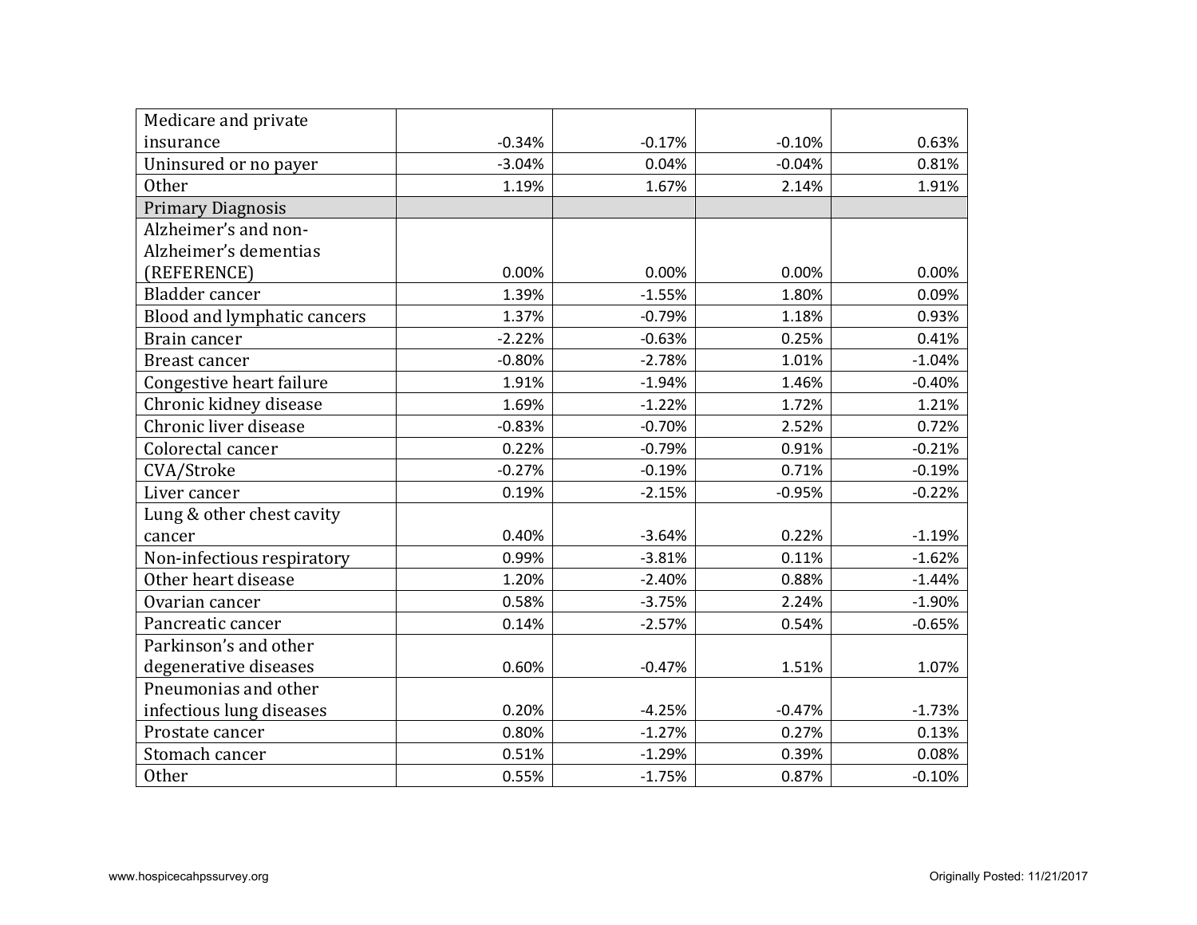| | | | | |
|---|---|---|---|---|
| Medicare and private insurance | -0.34% | -0.17% | -0.10% | 0.63% |
| Uninsured or no payer | -3.04% | 0.04% | -0.04% | 0.81% |
| Other | 1.19% | 1.67% | 2.14% | 1.91% |
| Primary Diagnosis | | | | |
| Alzheimer's and non-Alzheimer's dementias (REFERENCE) | 0.00% | 0.00% | 0.00% | 0.00% |
| Bladder cancer | 1.39% | -1.55% | 1.80% | 0.09% |
| Blood and lymphatic cancers | 1.37% | -0.79% | 1.18% | 0.93% |
| Brain cancer | -2.22% | -0.63% | 0.25% | 0.41% |
| Breast cancer | -0.80% | -2.78% | 1.01% | -1.04% |
| Congestive heart failure | 1.91% | -1.94% | 1.46% | -0.40% |
| Chronic kidney disease | 1.69% | -1.22% | 1.72% | 1.21% |
| Chronic liver disease | -0.83% | -0.70% | 2.52% | 0.72% |
| Colorectal cancer | 0.22% | -0.79% | 0.91% | -0.21% |
| CVA/Stroke | -0.27% | -0.19% | 0.71% | -0.19% |
| Liver cancer | 0.19% | -2.15% | -0.95% | -0.22% |
| Lung & other chest cavity cancer | 0.40% | -3.64% | 0.22% | -1.19% |
| Non-infectious respiratory | 0.99% | -3.81% | 0.11% | -1.62% |
| Other heart disease | 1.20% | -2.40% | 0.88% | -1.44% |
| Ovarian cancer | 0.58% | -3.75% | 2.24% | -1.90% |
| Pancreatic cancer | 0.14% | -2.57% | 0.54% | -0.65% |
| Parkinson's and other degenerative diseases | 0.60% | -0.47% | 1.51% | 1.07% |
| Pneumonias and other infectious lung diseases | 0.20% | -4.25% | -0.47% | -1.73% |
| Prostate cancer | 0.80% | -1.27% | 0.27% | 0.13% |
| Stomach cancer | 0.51% | -1.29% | 0.39% | 0.08% |
| Other | 0.55% | -1.75% | 0.87% | -0.10% |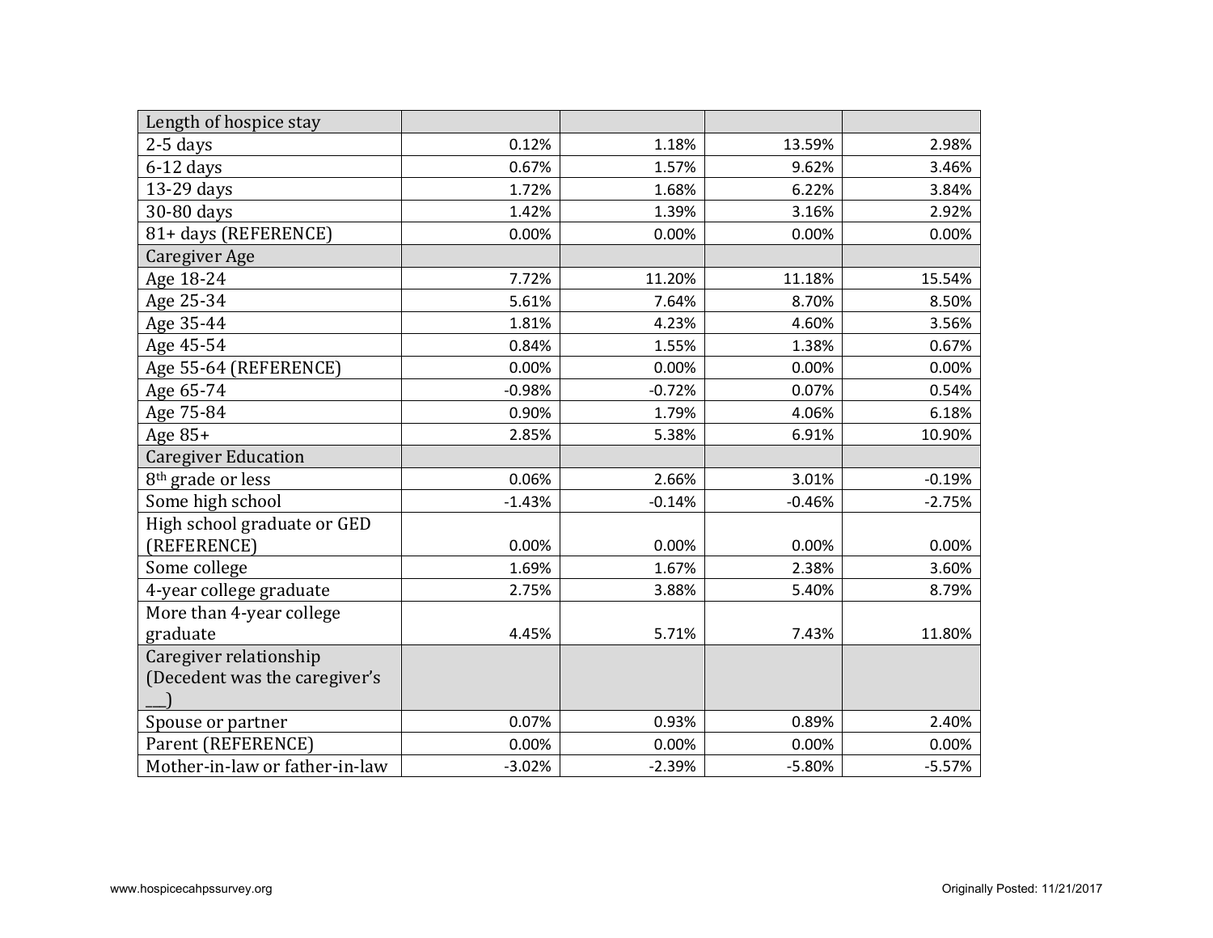| Length of hospice stay | | | | |
|---|---|---|---|---|
| 2-5 days | 0.12% | 1.18% | 13.59% | 2.98% |
| 6-12 days | 0.67% | 1.57% | 9.62% | 3.46% |
| 13-29 days | 1.72% | 1.68% | 6.22% | 3.84% |
| 30-80 days | 1.42% | 1.39% | 3.16% | 2.92% |
| 81+ days (REFERENCE) | 0.00% | 0.00% | 0.00% | 0.00% |
| Caregiver Age | | | | |
| Age 18-24 | 7.72% | 11.20% | 11.18% | 15.54% |
| Age 25-34 | 5.61% | 7.64% | 8.70% | 8.50% |
| Age 35-44 | 1.81% | 4.23% | 4.60% | 3.56% |
| Age 45-54 | 0.84% | 1.55% | 1.38% | 0.67% |
| Age 55-64 (REFERENCE) | 0.00% | 0.00% | 0.00% | 0.00% |
| Age 65-74 | -0.98% | -0.72% | 0.07% | 0.54% |
| Age 75-84 | 0.90% | 1.79% | 4.06% | 6.18% |
| Age 85+ | 2.85% | 5.38% | 6.91% | 10.90% |
| Caregiver Education | | | | |
| 8th grade or less | 0.06% | 2.66% | 3.01% | -0.19% |
| Some high school | -1.43% | -0.14% | -0.46% | -2.75% |
| High school graduate or GED (REFERENCE) | 0.00% | 0.00% | 0.00% | 0.00% |
| Some college | 1.69% | 1.67% | 2.38% | 3.60% |
| 4-year college graduate | 2.75% | 3.88% | 5.40% | 8.79% |
| More than 4-year college graduate | 4.45% | 5.71% | 7.43% | 11.80% |
| Caregiver relationship (Decedent was the caregiver's ___) | | | | |
| Spouse or partner | 0.07% | 0.93% | 0.89% | 2.40% |
| Parent (REFERENCE) | 0.00% | 0.00% | 0.00% | 0.00% |
| Mother-in-law or father-in-law | -3.02% | -2.39% | -5.80% | -5.57% |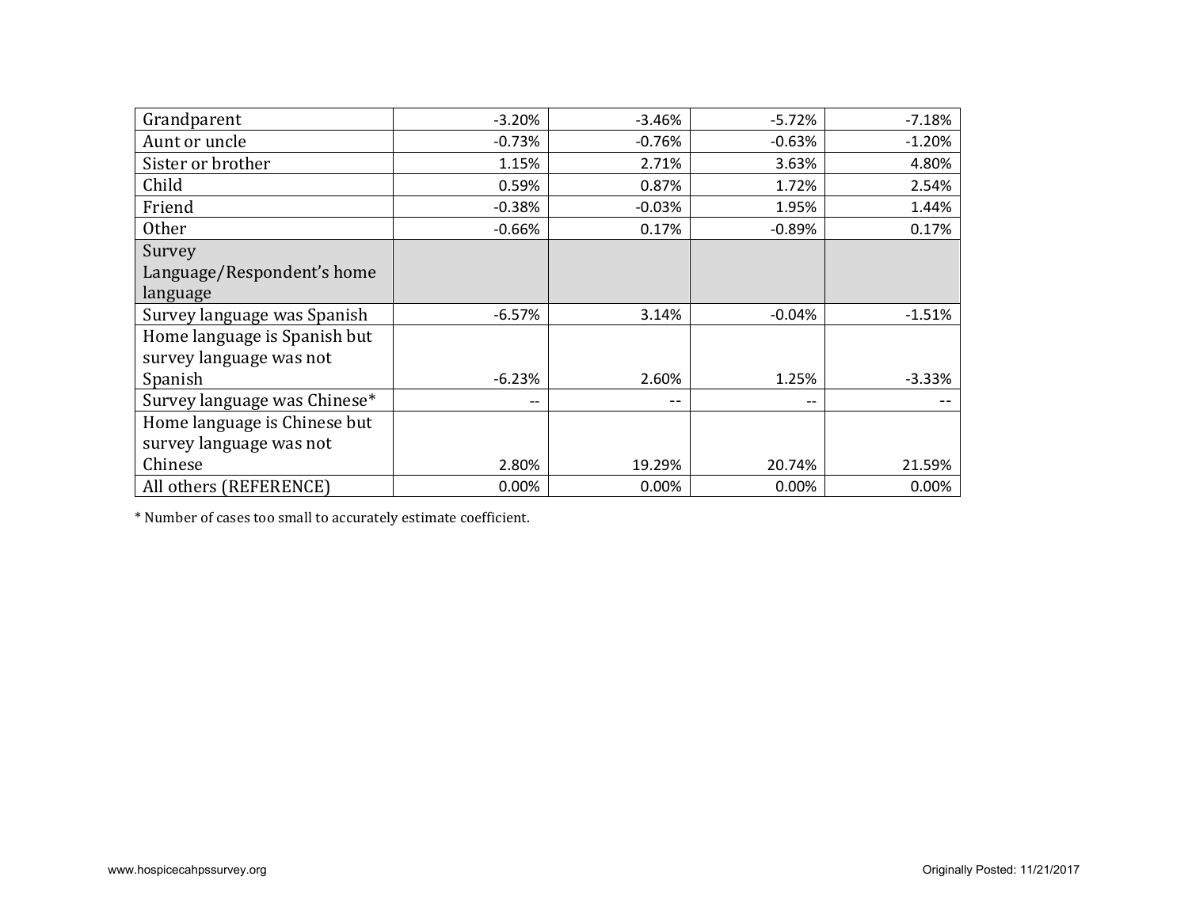| | | | | |
|---|---|---|---|---|
| Grandparent | -3.20% | -3.46% | -5.72% | -7.18% |
| Aunt or uncle | -0.73% | -0.76% | -0.63% | -1.20% |
| Sister or brother | 1.15% | 2.71% | 3.63% | 4.80% |
| Child | 0.59% | 0.87% | 1.72% | 2.54% |
| Friend | -0.38% | -0.03% | 1.95% | 1.44% |
| Other | -0.66% | 0.17% | -0.89% | 0.17% |
| Survey Language/Respondent's home language | | | | |
| Survey language was Spanish | -6.57% | 3.14% | -0.04% | -1.51% |
| Home language is Spanish but survey language was not Spanish | -6.23% | 2.60% | 1.25% | -3.33% |
| Survey language was Chinese* | -- | -- | -- | -- |
| Home language is Chinese but survey language was not Chinese | 2.80% | 19.29% | 20.74% | 21.59% |
| All others (REFERENCE) | 0.00% | 0.00% | 0.00% | 0.00% |

* Number of cases too small to accurately estimate coefficient.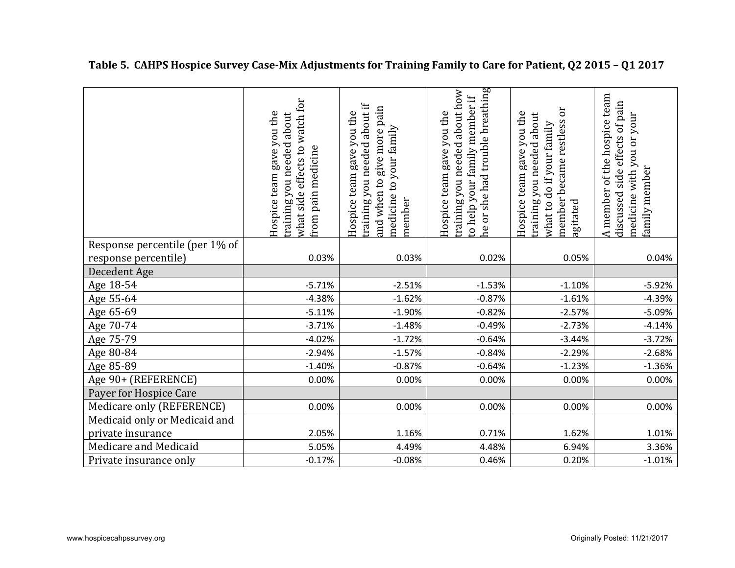**Table 5. CAHPS Hospice Survey Case-Mix Adjustments for Training Family to Care for Patient, Q2 2015 – Q1 2017**

| | Hospice team gave you the training you needed about what side effects to watch for from pain medicine | Hospice team gave you the training you needed about if and when to give more pain medicine to your family member | Hospice team gave you the training you needed about how to help your family member if he or she had trouble breathing | Hospice team gave you the training you needed about what to do if your family member became restless or agitated | A member of the hospice team discussed side effects of pain medicine with you or your family member |
|---|---|---|---|---|---|
| Response percentile (per 1% of response percentile) | 0.03% | 0.03% | 0.02% | 0.05% | 0.04% |
| Decedent Age | | | | | |
| Age 18-54 | -5.71% | -2.51% | -1.53% | -1.10% | -5.92% |
| Age 55-64 | -4.38% | -1.62% | -0.87% | -1.61% | -4.39% |
| Age 65-69 | -5.11% | -1.90% | -0.82% | -2.57% | -5.09% |
| Age 70-74 | -3.71% | -1.48% | -0.49% | -2.73% | -4.14% |
| Age 75-79 | -4.02% | -1.72% | -0.64% | -3.44% | -3.72% |
| Age 80-84 | -2.94% | -1.57% | -0.84% | -2.29% | -2.68% |
| Age 85-89 | -1.40% | -0.87% | -0.64% | -1.23% | -1.36% |
| Age 90+ (REFERENCE) | 0.00% | 0.00% | 0.00% | 0.00% | 0.00% |
| Payer for Hospice Care | | | | | |
| Medicare only (REFERENCE) | 0.00% | 0.00% | 0.00% | 0.00% | 0.00% |
| Medicaid only or Medicaid and private insurance | 2.05% | 1.16% | 0.71% | 1.62% | 1.01% |
| Medicare and Medicaid | 5.05% | 4.49% | 4.48% | 6.94% | 3.36% |
| Private insurance only | -0.17% | -0.08% | 0.46% | 0.20% | -1.01% |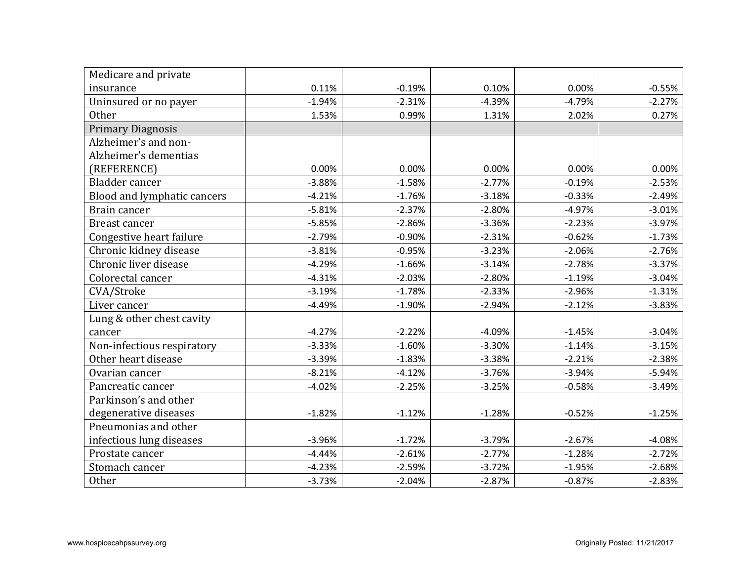| | | | | | |
|---|---|---|---|---|---|
| Medicare and private insurance | 0.11% | -0.19% | 0.10% | 0.00% | -0.55% |
| Uninsured or no payer | -1.94% | -2.31% | -4.39% | -4.79% | -2.27% |
| Other | 1.53% | 0.99% | 1.31% | 2.02% | 0.27% |
| Primary Diagnosis | | | | | |
| Alzheimer's and non-Alzheimer's dementias (REFERENCE) | 0.00% | 0.00% | 0.00% | 0.00% | 0.00% |
| Bladder cancer | -3.88% | -1.58% | -2.77% | -0.19% | -2.53% |
| Blood and lymphatic cancers | -4.21% | -1.76% | -3.18% | -0.33% | -2.49% |
| Brain cancer | -5.81% | -2.37% | -2.80% | -4.97% | -3.01% |
| Breast cancer | -5.85% | -2.86% | -3.36% | -2.23% | -3.97% |
| Congestive heart failure | -2.79% | -0.90% | -2.31% | -0.62% | -1.73% |
| Chronic kidney disease | -3.81% | -0.95% | -3.23% | -2.06% | -2.76% |
| Chronic liver disease | -4.29% | -1.66% | -3.14% | -2.78% | -3.37% |
| Colorectal cancer | -4.31% | -2.03% | -2.80% | -1.19% | -3.04% |
| CVA/Stroke | -3.19% | -1.78% | -2.33% | -2.96% | -1.31% |
| Liver cancer | -4.49% | -1.90% | -2.94% | -2.12% | -3.83% |
| Lung & other chest cavity cancer | -4.27% | -2.22% | -4.09% | -1.45% | -3.04% |
| Non-infectious respiratory | -3.33% | -1.60% | -3.30% | -1.14% | -3.15% |
| Other heart disease | -3.39% | -1.83% | -3.38% | -2.21% | -2.38% |
| Ovarian cancer | -8.21% | -4.12% | -3.76% | -3.94% | -5.94% |
| Pancreatic cancer | -4.02% | -2.25% | -3.25% | -0.58% | -3.49% |
| Parkinson's and other degenerative diseases | -1.82% | -1.12% | -1.28% | -0.52% | -1.25% |
| Pneumonias and other infectious lung diseases | -3.96% | -1.72% | -3.79% | -2.67% | -4.08% |
| Prostate cancer | -4.44% | -2.61% | -2.77% | -1.28% | -2.72% |
| Stomach cancer | -4.23% | -2.59% | -3.72% | -1.95% | -2.68% |
| Other | -3.73% | -2.04% | -2.87% | -0.87% | -2.83% |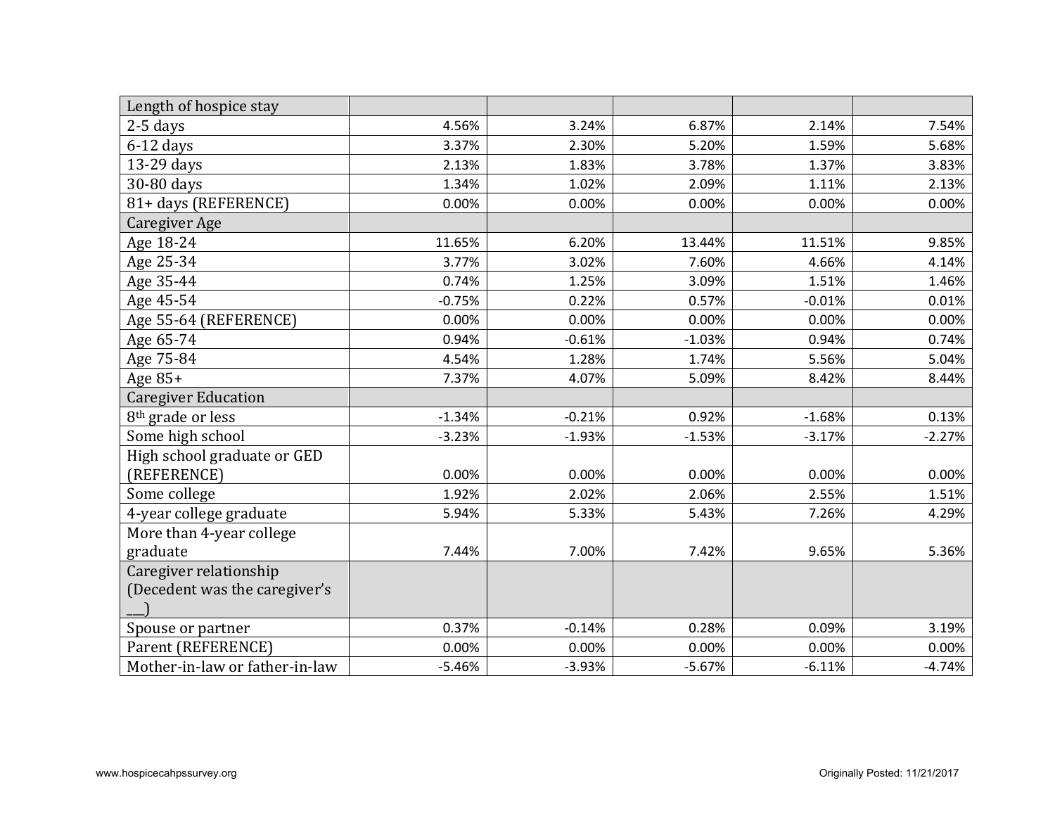| Length of hospice stay | | | | | |
|---|---|---|---|---|---|
| 2-5 days | 4.56% | 3.24% | 6.87% | 2.14% | 7.54% |
| 6-12 days | 3.37% | 2.30% | 5.20% | 1.59% | 5.68% |
| 13-29 days | 2.13% | 1.83% | 3.78% | 1.37% | 3.83% |
| 30-80 days | 1.34% | 1.02% | 2.09% | 1.11% | 2.13% |
| 81+ days (REFERENCE) | 0.00% | 0.00% | 0.00% | 0.00% | 0.00% |
| Caregiver Age | | | | | |
| Age 18-24 | 11.65% | 6.20% | 13.44% | 11.51% | 9.85% |
| Age 25-34 | 3.77% | 3.02% | 7.60% | 4.66% | 4.14% |
| Age 35-44 | 0.74% | 1.25% | 3.09% | 1.51% | 1.46% |
| Age 45-54 | -0.75% | 0.22% | 0.57% | -0.01% | 0.01% |
| Age 55-64 (REFERENCE) | 0.00% | 0.00% | 0.00% | 0.00% | 0.00% |
| Age 65-74 | 0.94% | -0.61% | -1.03% | 0.94% | 0.74% |
| Age 75-84 | 4.54% | 1.28% | 1.74% | 5.56% | 5.04% |
| Age 85+ | 7.37% | 4.07% | 5.09% | 8.42% | 8.44% |
| Caregiver Education | | | | | |
| 8th grade or less | -1.34% | -0.21% | 0.92% | -1.68% | 0.13% |
| Some high school | -3.23% | -1.93% | -1.53% | -3.17% | -2.27% |
| High school graduate or GED (REFERENCE) | 0.00% | 0.00% | 0.00% | 0.00% | 0.00% |
| Some college | 1.92% | 2.02% | 2.06% | 2.55% | 1.51% |
| 4-year college graduate | 5.94% | 5.33% | 5.43% | 7.26% | 4.29% |
| More than 4-year college graduate | 7.44% | 7.00% | 7.42% | 9.65% | 5.36% |
| Caregiver relationship (Decedent was the caregiver's ___) | | | | | |
| Spouse or partner | 0.37% | -0.14% | 0.28% | 0.09% | 3.19% |
| Parent (REFERENCE) | 0.00% | 0.00% | 0.00% | 0.00% | 0.00% |
| Mother-in-law or father-in-law | -5.46% | -3.93% | -5.67% | -6.11% | -4.74% |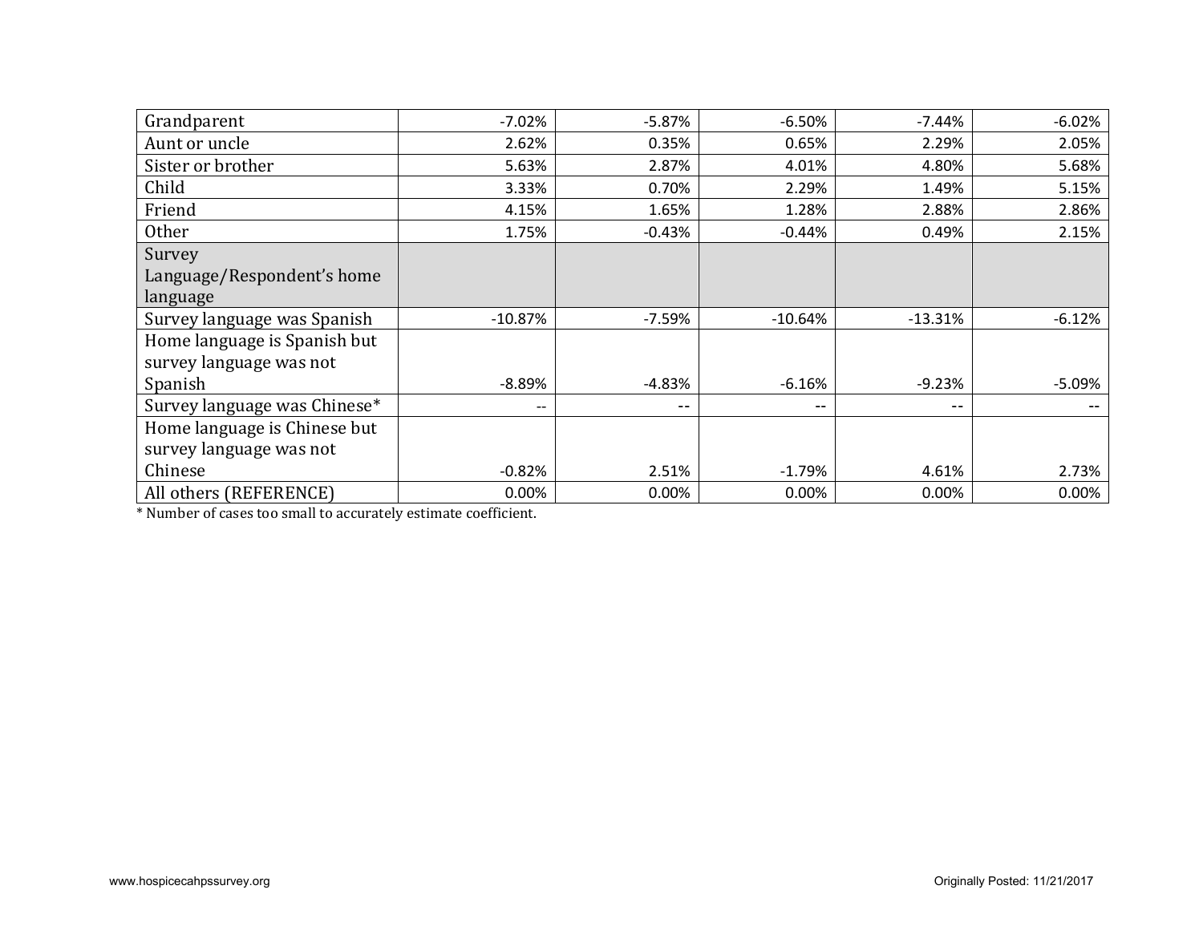| | | | | | |
|---|---|---|---|---|---|
| Grandparent | -7.02% | -5.87% | -6.50% | -7.44% | -6.02% |
| Aunt or uncle | 2.62% | 0.35% | 0.65% | 2.29% | 2.05% |
| Sister or brother | 5.63% | 2.87% | 4.01% | 4.80% | 5.68% |
| Child | 3.33% | 0.70% | 2.29% | 1.49% | 5.15% |
| Friend | 4.15% | 1.65% | 1.28% | 2.88% | 2.86% |
| Other | 1.75% | -0.43% | -0.44% | 0.49% | 2.15% |
| Survey Language/Respondent's home language | | | | | |
| Survey language was Spanish | -10.87% | -7.59% | -10.64% | -13.31% | -6.12% |
| Home language is Spanish but survey language was not Spanish | -8.89% | -4.83% | -6.16% | -9.23% | -5.09% |
| Survey language was Chinese* | -- | -- | -- | -- | -- |
| Home language is Chinese but survey language was not Chinese | -0.82% | 2.51% | -1.79% | 4.61% | 2.73% |
| All others (REFERENCE) | 0.00% | 0.00% | 0.00% | 0.00% | 0.00% |

* Number of cases too small to accurately estimate coefficient.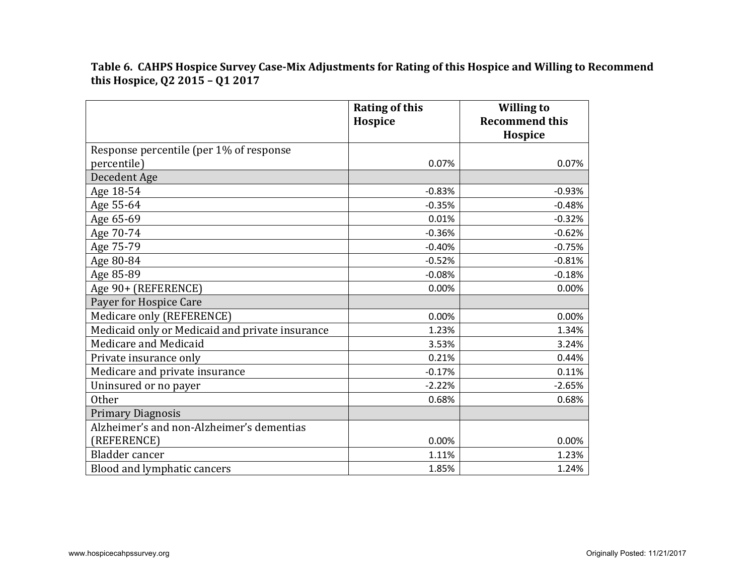**Table 6. CAHPS Hospice Survey Case-Mix Adjustments for Rating of this Hospice and Willing to Recommend this Hospice, Q2 2015 – Q1 2017**

| | Rating of this Hospice | Willing to Recommend this Hospice |
|---|---|---|
| Response percentile (per 1% of response percentile) | 0.07% | 0.07% |
| Decedent Age | | |
| Age 18-54 | -0.83% | -0.93% |
| Age 55-64 | -0.35% | -0.48% |
| Age 65-69 | 0.01% | -0.32% |
| Age 70-74 | -0.36% | -0.62% |
| Age 75-79 | -0.40% | -0.75% |
| Age 80-84 | -0.52% | -0.81% |
| Age 85-89 | -0.08% | -0.18% |
| Age 90+ (REFERENCE) | 0.00% | 0.00% |
| Payer for Hospice Care | | |
| Medicare only (REFERENCE) | 0.00% | 0.00% |
| Medicaid only or Medicaid and private insurance | 1.23% | 1.34% |
| Medicare and Medicaid | 3.53% | 3.24% |
| Private insurance only | 0.21% | 0.44% |
| Medicare and private insurance | -0.17% | 0.11% |
| Uninsured or no payer | -2.22% | -2.65% |
| Other | 0.68% | 0.68% |
| Primary Diagnosis | | |
| Alzheimer's and non-Alzheimer's dementias (REFERENCE) | 0.00% | 0.00% |
| Bladder cancer | 1.11% | 1.23% |
| Blood and lymphatic cancers | 1.85% | 1.24% |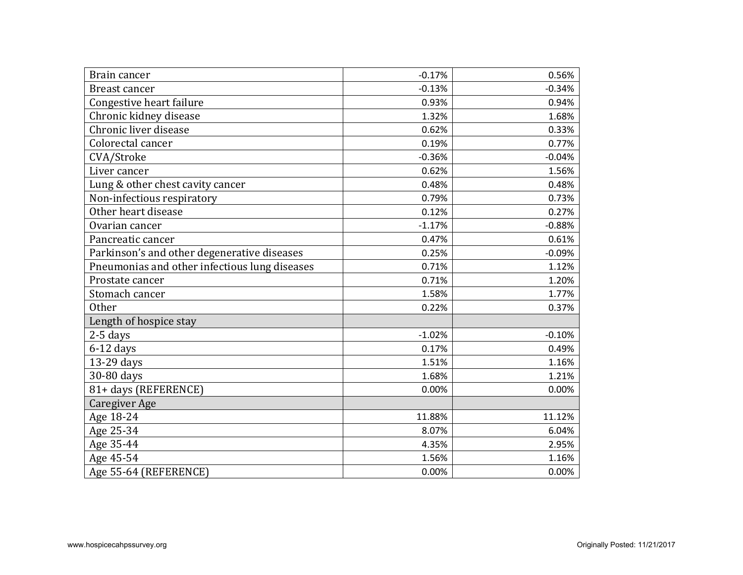| | | |
|---|---|---|
| Brain cancer | -0.17% | 0.56% |
| Breast cancer | -0.13% | -0.34% |
| Congestive heart failure | 0.93% | 0.94% |
| Chronic kidney disease | 1.32% | 1.68% |
| Chronic liver disease | 0.62% | 0.33% |
| Colorectal cancer | 0.19% | 0.77% |
| CVA/Stroke | -0.36% | -0.04% |
| Liver cancer | 0.62% | 1.56% |
| Lung & other chest cavity cancer | 0.48% | 0.48% |
| Non-infectious respiratory | 0.79% | 0.73% |
| Other heart disease | 0.12% | 0.27% |
| Ovarian cancer | -1.17% | -0.88% |
| Pancreatic cancer | 0.47% | 0.61% |
| Parkinson's and other degenerative diseases | 0.25% | -0.09% |
| Pneumonias and other infectious lung diseases | 0.71% | 1.12% |
| Prostate cancer | 0.71% | 1.20% |
| Stomach cancer | 1.58% | 1.77% |
| Other | 0.22% | 0.37% |
| Length of hospice stay | | |
| 2-5 days | -1.02% | -0.10% |
| 6-12 days | 0.17% | 0.49% |
| 13-29 days | 1.51% | 1.16% |
| 30-80 days | 1.68% | 1.21% |
| 81+ days (REFERENCE) | 0.00% | 0.00% |
| Caregiver Age | | |
| Age 18-24 | 11.88% | 11.12% |
| Age 25-34 | 8.07% | 6.04% |
| Age 35-44 | 4.35% | 2.95% |
| Age 45-54 | 1.56% | 1.16% |
| Age 55-64 (REFERENCE) | 0.00% | 0.00% |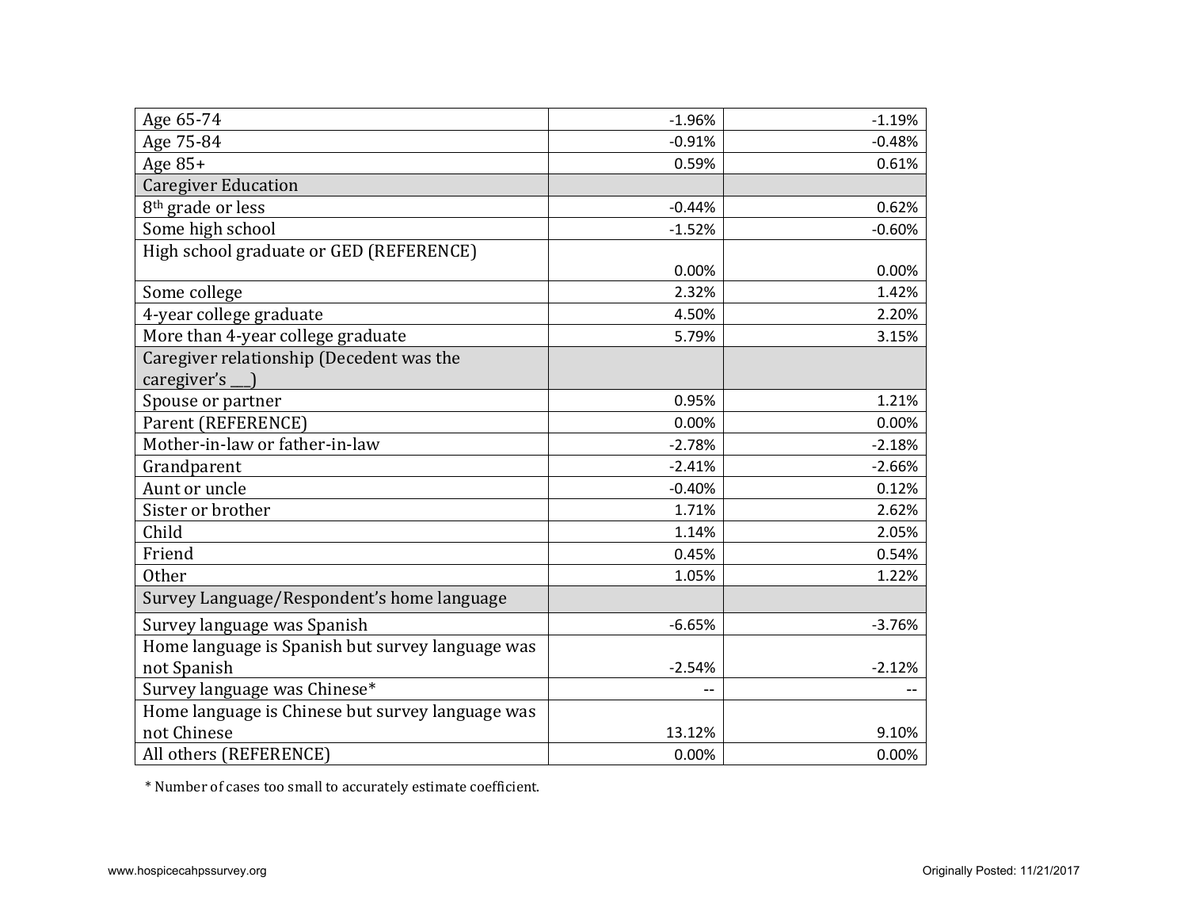| | | |
|---|---|---|
| Age 65-74 | -1.96% | -1.19% |
| Age 75-84 | -0.91% | -0.48% |
| Age 85+ | 0.59% | 0.61% |
| Caregiver Education | | |
| 8th grade or less | -0.44% | 0.62% |
| Some high school | -1.52% | -0.60% |
| High school graduate or GED (REFERENCE) | 0.00% | 0.00% |
| Some college | 2.32% | 1.42% |
| 4-year college graduate | 4.50% | 2.20% |
| More than 4-year college graduate | 5.79% | 3.15% |
| Caregiver relationship (Decedent was the caregiver's ___) | | |
| Spouse or partner | 0.95% | 1.21% |
| Parent (REFERENCE) | 0.00% | 0.00% |
| Mother-in-law or father-in-law | -2.78% | -2.18% |
| Grandparent | -2.41% | -2.66% |
| Aunt or uncle | -0.40% | 0.12% |
| Sister or brother | 1.71% | 2.62% |
| Child | 1.14% | 2.05% |
| Friend | 0.45% | 0.54% |
| Other | 1.05% | 1.22% |
| Survey Language/Respondent's home language | | |
| Survey language was Spanish | -6.65% | -3.76% |
| Home language is Spanish but survey language was not Spanish | -2.54% | -2.12% |
| Survey language was Chinese* | -- | -- |
| Home language is Chinese but survey language was not Chinese | 13.12% | 9.10% |
| All others (REFERENCE) | 0.00% | 0.00% |

\* Number of cases too small to accurately estimate coefficient.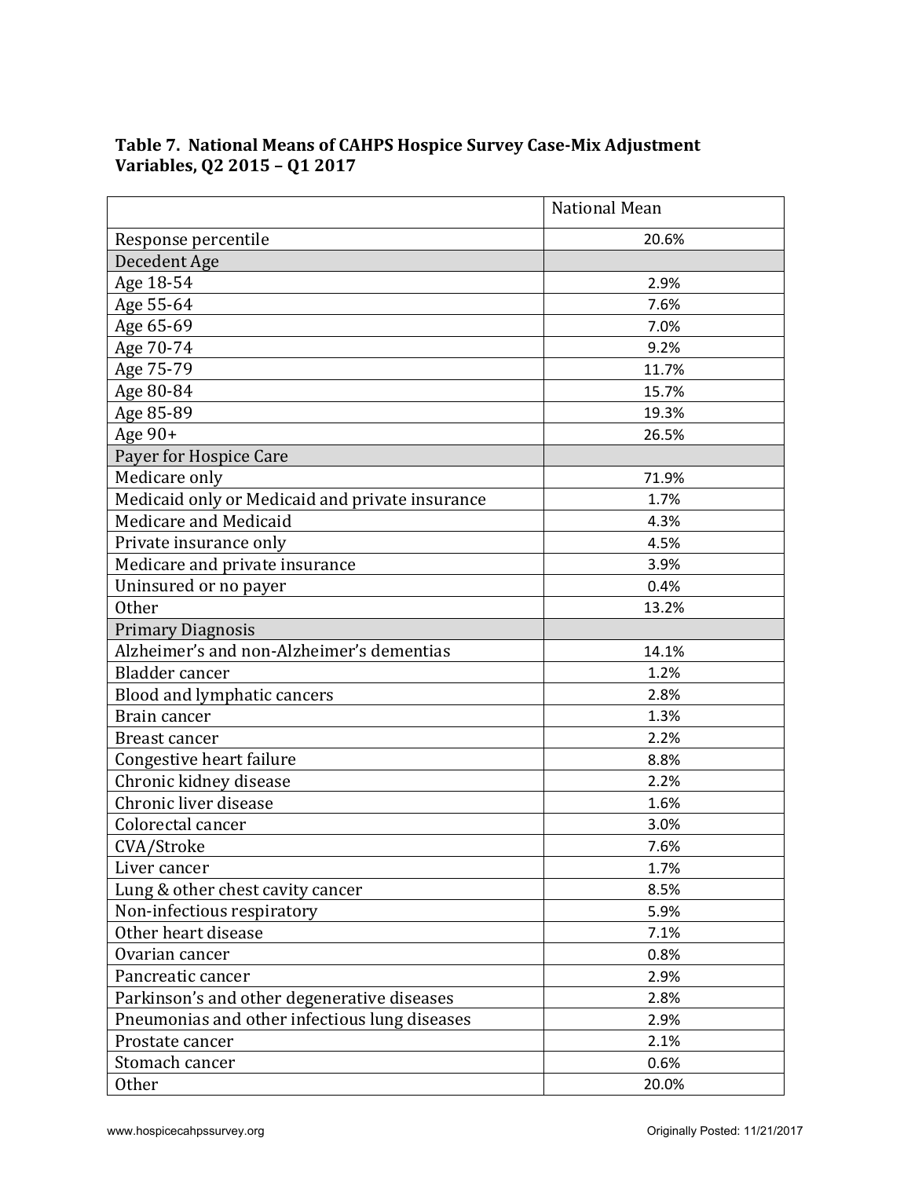**Table 7. National Means of CAHPS Hospice Survey Case-Mix Adjustment Variables, Q2 2015 – Q1 2017**

| | National Mean |
|---|---|
| Response percentile | 20.6% |
| Decedent Age | |
| Age 18-54 | 2.9% |
| Age 55-64 | 7.6% |
| Age 65-69 | 7.0% |
| Age 70-74 | 9.2% |
| Age 75-79 | 11.7% |
| Age 80-84 | 15.7% |
| Age 85-89 | 19.3% |
| Age 90+ | 26.5% |
| Payer for Hospice Care | |
| Medicare only | 71.9% |
| Medicaid only or Medicaid and private insurance | 1.7% |
| Medicare and Medicaid | 4.3% |
| Private insurance only | 4.5% |
| Medicare and private insurance | 3.9% |
| Uninsured or no payer | 0.4% |
| Other | 13.2% |
| Primary Diagnosis | |
| Alzheimer's and non-Alzheimer's dementias | 14.1% |
| Bladder cancer | 1.2% |
| Blood and lymphatic cancers | 2.8% |
| Brain cancer | 1.3% |
| Breast cancer | 2.2% |
| Congestive heart failure | 8.8% |
| Chronic kidney disease | 2.2% |
| Chronic liver disease | 1.6% |
| Colorectal cancer | 3.0% |
| CVA/Stroke | 7.6% |
| Liver cancer | 1.7% |
| Lung & other chest cavity cancer | 8.5% |
| Non-infectious respiratory | 5.9% |
| Other heart disease | 7.1% |
| Ovarian cancer | 0.8% |
| Pancreatic cancer | 2.9% |
| Parkinson's and other degenerative diseases | 2.8% |
| Pneumonias and other infectious lung diseases | 2.9% |
| Prostate cancer | 2.1% |
| Stomach cancer | 0.6% |
| Other | 20.0% |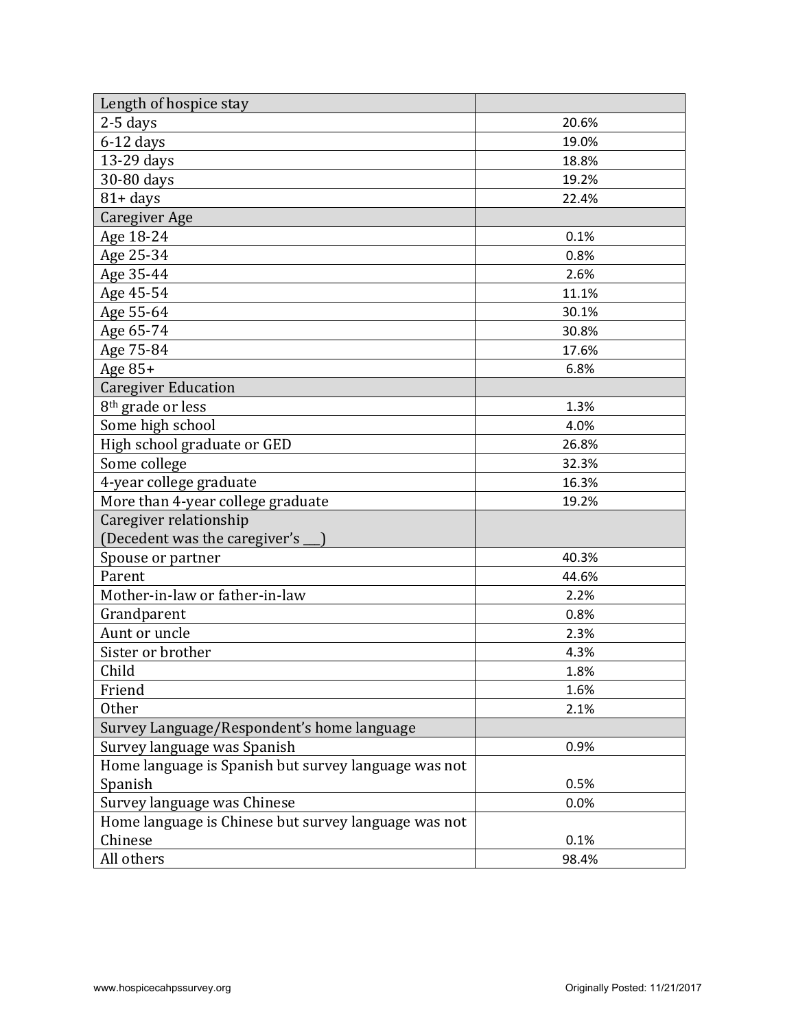| | |
|---|---|
| Length of hospice stay | |
| 2-5 days | 20.6% |
| 6-12 days | 19.0% |
| 13-29 days | 18.8% |
| 30-80 days | 19.2% |
| 81+ days | 22.4% |
| Caregiver Age | |
| Age 18-24 | 0.1% |
| Age 25-34 | 0.8% |
| Age 35-44 | 2.6% |
| Age 45-54 | 11.1% |
| Age 55-64 | 30.1% |
| Age 65-74 | 30.8% |
| Age 75-84 | 17.6% |
| Age 85+ | 6.8% |
| Caregiver Education | |
| 8th grade or less | 1.3% |
| Some high school | 4.0% |
| High school graduate or GED | 26.8% |
| Some college | 32.3% |
| 4-year college graduate | 16.3% |
| More than 4-year college graduate | 19.2% |
| Caregiver relationship (Decedent was the caregiver's ___) | |
| Spouse or partner | 40.3% |
| Parent | 44.6% |
| Mother-in-law or father-in-law | 2.2% |
| Grandparent | 0.8% |
| Aunt or uncle | 2.3% |
| Sister or brother | 4.3% |
| Child | 1.8% |
| Friend | 1.6% |
| Other | 2.1% |
| Survey Language/Respondent's home language | |
| Survey language was Spanish | 0.9% |
| Home language is Spanish but survey language was not Spanish | 0.5% |
| Survey language was Chinese | 0.0% |
| Home language is Chinese but survey language was not Chinese | 0.1% |
| All others | 98.4% |

www.hospicecahpssurvey.org Originally Posted: 11/21/2017